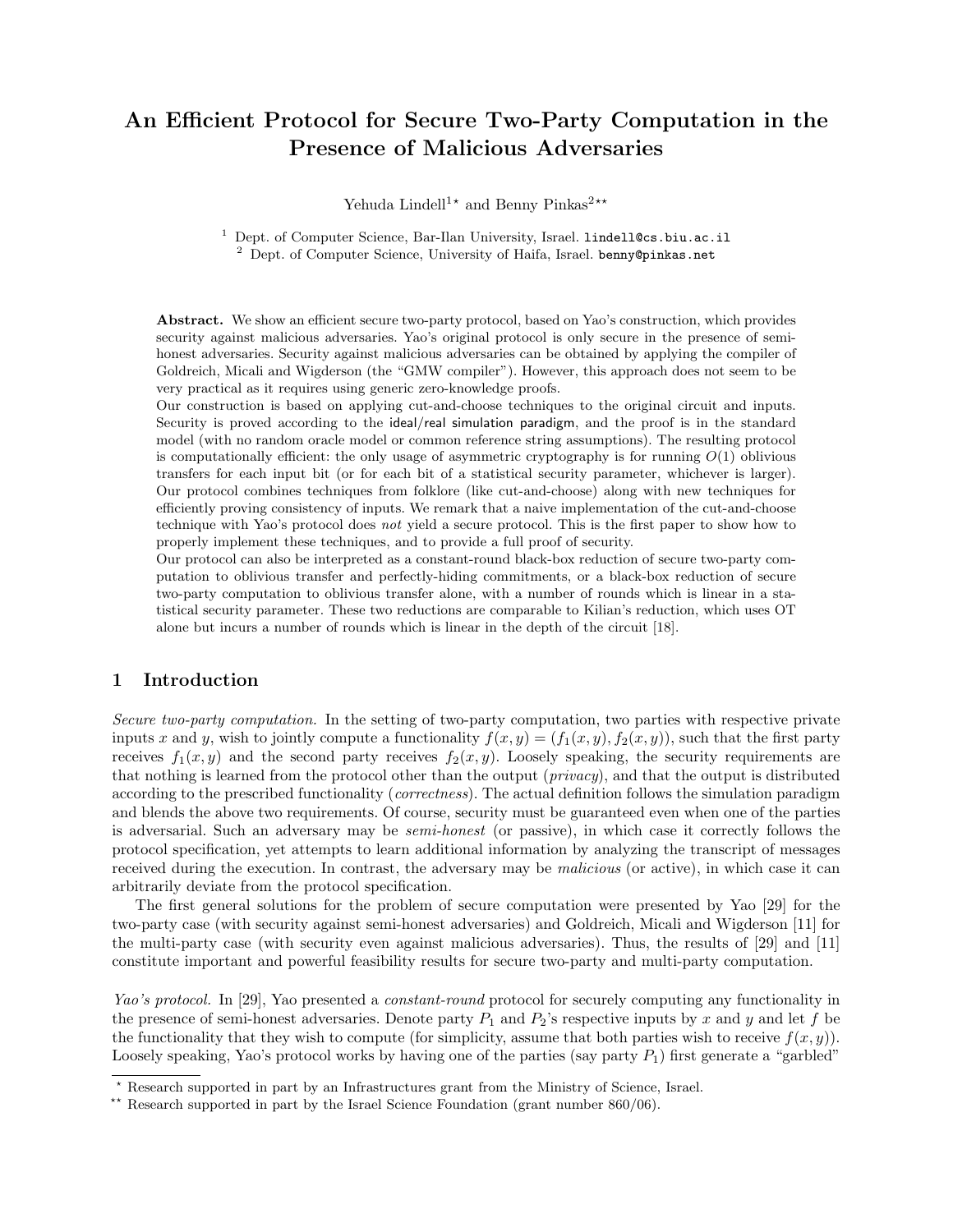# An Efficient Protocol for Secure Two-Party Computation in the Presence of Malicious Adversaries

Yehuda Lindell[1*] and Benny Pinkas[2**]

[1] Dept. of Computer Science, Bar-Ilan University, Israel. lindell@cs.biu.ac.il

[2] Dept. of Computer Science, University of Haifa, Israel. benny@pinkas.net

**Abstract.** We show an efficient secure two-party protocol, based on Yao's construction, which provides security against malicious adversaries. Yao's original protocol is only secure in the presence of semi-honest adversaries. Security against malicious adversaries can be obtained by applying the compiler of Goldreich, Micali and Wigderson (the "GMW compiler"). However, this approach does not seem to be very practical as it requires using generic zero-knowledge proofs.

Our construction is based on applying cut-and-choose techniques to the original circuit and inputs. Security is proved according to the ideal/real simulation paradigm, and the proof is in the standard model (with no random oracle model or common reference string assumptions). The resulting protocol is computationally efficient: the only usage of asymmetric cryptography is for running $O(1)$ oblivious transfers for each input bit (or for each bit of a statistical security parameter, whichever is larger). Our protocol combines techniques from folklore (like cut-and-choose) along with new techniques for efficiently proving consistency of inputs. We remark that a naive implementation of the cut-and-choose technique with Yao's protocol does *not* yield a secure protocol. This is the first paper to show how to properly implement these techniques, and to provide a full proof of security.

Our protocol can also be interpreted as a constant-round black-box reduction of secure two-party computation to oblivious transfer and perfectly-hiding commitments, or a black-box reduction of secure two-party computation to oblivious transfer alone, with a number of rounds which is linear in a statistical security parameter. These two reductions are comparable to Kilian's reduction, which uses OT alone but incurs a number of rounds which is linear in the depth of the circuit [18].

## 1 Introduction

*Secure two-party computation.* In the setting of two-party computation, two parties with respective private inputs $x$ and $y$, wish to jointly compute a functionality $f(x,y) = (f_1(x,y), f_2(x,y))$, such that the first party receives $f_1(x,y)$ and the second party receives $f_2(x,y)$. Loosely speaking, the security requirements are that nothing is learned from the protocol other than the output (*privacy*), and that the output is distributed according to the prescribed functionality (*correctness*). The actual definition follows the simulation paradigm and blends the above two requirements. Of course, security must be guaranteed even when one of the parties is adversarial. Such an adversary may be *semi-honest* (or passive), in which case it correctly follows the protocol specification, yet attempts to learn additional information by analyzing the transcript of messages received during the execution. In contrast, the adversary may be *malicious* (or active), in which case it can arbitrarily deviate from the protocol specification.

The first general solutions for the problem of secure computation were presented by Yao [29] for the two-party case (with security against semi-honest adversaries) and Goldreich, Micali and Wigderson [11] for the multi-party case (with security even against malicious adversaries). Thus, the results of [29] and [11] constitute important and powerful feasibility results for secure two-party and multi-party computation.

*Yao's protocol.* In [29], Yao presented a *constant-round* protocol for securely computing any functionality in the presence of semi-honest adversaries. Denote party $P_1$ and $P_2$'s respective inputs by $x$ and $y$ and let $f$ be the functionality that they wish to compute (for simplicity, assume that both parties wish to receive $f(x,y)$). Loosely speaking, Yao's protocol works by having one of the parties (say party $P_1$) first generate a "garbled"

[*] Research supported in part by an Infrastructures grant from the Ministry of Science, Israel.

[**] Research supported in part by the Israel Science Foundation (grant number 860/06).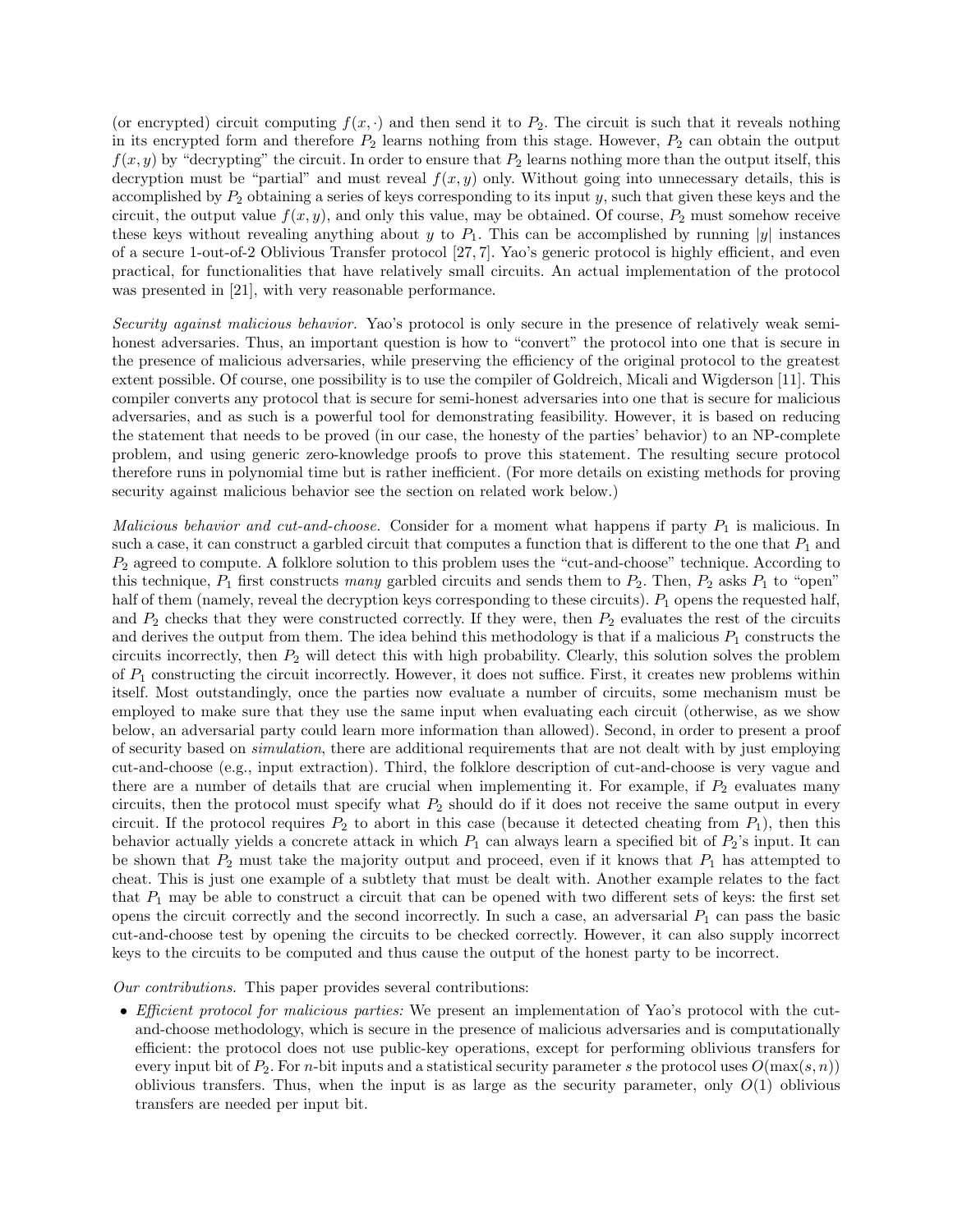(or encrypted) circuit computing $f(x, \cdot)$ and then send it to $P_2$. The circuit is such that it reveals nothing in its encrypted form and therefore $P_2$ learns nothing from this stage. However, $P_2$ can obtain the output $f(x, y)$ by "decrypting" the circuit. In order to ensure that $P_2$ learns nothing more than the output itself, this decryption must be "partial" and must reveal $f(x, y)$ only. Without going into unnecessary details, this is accomplished by $P_2$ obtaining a series of keys corresponding to its input $y$, such that given these keys and the circuit, the output value $f(x, y)$, and only this value, may be obtained. Of course, $P_2$ must somehow receive these keys without revealing anything about $y$ to $P_1$. This can be accomplished by running $|y|$ instances of a secure 1-out-of-2 Oblivious Transfer protocol [27, 7]. Yao's generic protocol is highly efficient, and even practical, for functionalities that have relatively small circuits. An actual implementation of the protocol was presented in [21], with very reasonable performance.

*Security against malicious behavior.* Yao's protocol is only secure in the presence of relatively weak semi-honest adversaries. Thus, an important question is how to "convert" the protocol into one that is secure in the presence of malicious adversaries, while preserving the efficiency of the original protocol to the greatest extent possible. Of course, one possibility is to use the compiler of Goldreich, Micali and Wigderson [11]. This compiler converts any protocol that is secure for semi-honest adversaries into one that is secure for malicious adversaries, and as such is a powerful tool for demonstrating feasibility. However, it is based on reducing the statement that needs to be proved (in our case, the honesty of the parties' behavior) to an NP-complete problem, and using generic zero-knowledge proofs to prove this statement. The resulting secure protocol therefore runs in polynomial time but is rather inefficient. (For more details on existing methods for proving security against malicious behavior see the section on related work below.)

*Malicious behavior and cut-and-choose.* Consider for a moment what happens if party $P_1$ is malicious. In such a case, it can construct a garbled circuit that computes a function that is different to the one that $P_1$ and $P_2$ agreed to compute. A folklore solution to this problem uses the "cut-and-choose" technique. According to this technique, $P_1$ first constructs *many* garbled circuits and sends them to $P_2$. Then, $P_2$ asks $P_1$ to "open" half of them (namely, reveal the decryption keys corresponding to these circuits). $P_1$ opens the requested half, and $P_2$ checks that they were constructed correctly. If they were, then $P_2$ evaluates the rest of the circuits and derives the output from them. The idea behind this methodology is that if a malicious $P_1$ constructs the circuits incorrectly, then $P_2$ will detect this with high probability. Clearly, this solution solves the problem of $P_1$ constructing the circuit incorrectly. However, it does not suffice. First, it creates new problems within itself. Most outstandingly, once the parties now evaluate a number of circuits, some mechanism must be employed to make sure that they use the same input when evaluating each circuit (otherwise, as we show below, an adversarial party could learn more information than allowed). Second, in order to present a proof of security based on *simulation*, there are additional requirements that are not dealt with by just employing cut-and-choose (e.g., input extraction). Third, the folklore description of cut-and-choose is very vague and there are a number of details that are crucial when implementing it. For example, if $P_2$ evaluates many circuits, then the protocol must specify what $P_2$ should do if it does not receive the same output in every circuit. If the protocol requires $P_2$ to abort in this case (because it detected cheating from $P_1$), then this behavior actually yields a concrete attack in which $P_1$ can always learn a specified bit of $P_2$'s input. It can be shown that $P_2$ must take the majority output and proceed, even if it knows that $P_1$ has attempted to cheat. This is just one example of a subtlety that must be dealt with. Another example relates to the fact that $P_1$ may be able to construct a circuit that can be opened with two different sets of keys: the first set opens the circuit correctly and the second incorrectly. In such a case, an adversarial $P_1$ can pass the basic cut-and-choose test by opening the circuits to be checked correctly. However, it can also supply incorrect keys to the circuits to be computed and thus cause the output of the honest party to be incorrect.

*Our contributions.* This paper provides several contributions:

- *Efficient protocol for malicious parties:* We present an implementation of Yao's protocol with the cut-and-choose methodology, which is secure in the presence of malicious adversaries and is computationally efficient: the protocol does not use public-key operations, except for performing oblivious transfers for every input bit of $P_2$. For $n$-bit inputs and a statistical security parameter $s$ the protocol uses $O(\max(s, n))$ oblivious transfers. Thus, when the input is as large as the security parameter, only $O(1)$ oblivious transfers are needed per input bit.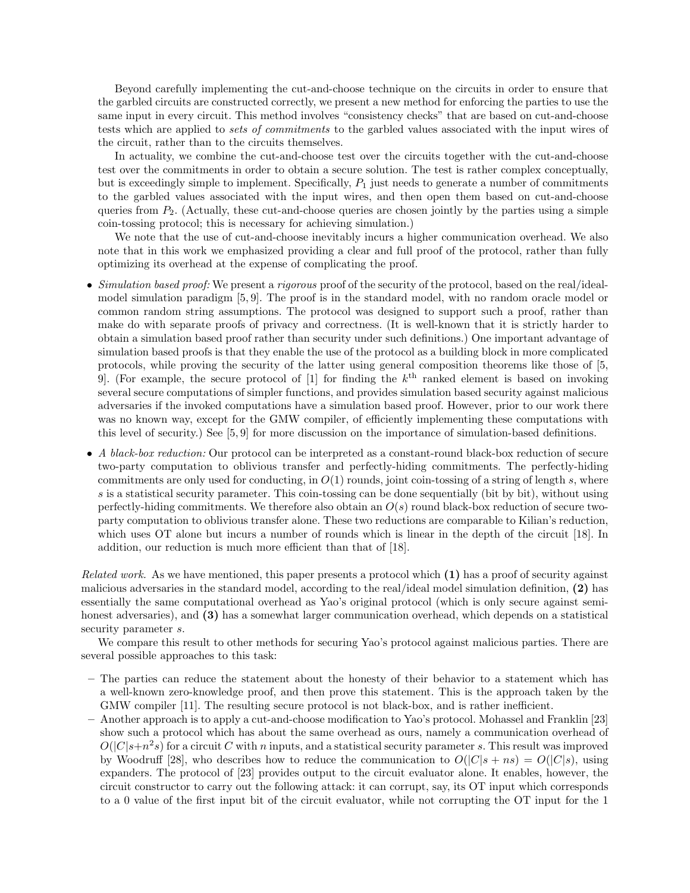Beyond carefully implementing the cut-and-choose technique on the circuits in order to ensure that the garbled circuits are constructed correctly, we present a new method for enforcing the parties to use the same input in every circuit. This method involves "consistency checks" that are based on cut-and-choose tests which are applied to *sets of commitments* to the garbled values associated with the input wires of the circuit, rather than to the circuits themselves.

In actuality, we combine the cut-and-choose test over the circuits together with the cut-and-choose test over the commitments in order to obtain a secure solution. The test is rather complex conceptually, but is exceedingly simple to implement. Specifically, $P_1$ just needs to generate a number of commitments to the garbled values associated with the input wires, and then open them based on cut-and-choose queries from $P_2$. (Actually, these cut-and-choose queries are chosen jointly by the parties using a simple coin-tossing protocol; this is necessary for achieving simulation.)

We note that the use of cut-and-choose inevitably incurs a higher communication overhead. We also note that in this work we emphasized providing a clear and full proof of the protocol, rather than fully optimizing its overhead at the expense of complicating the proof.

- *Simulation based proof:* We present a *rigorous* proof of the security of the protocol, based on the real/ideal-model simulation paradigm [5, 9]. The proof is in the standard model, with no random oracle model or common random string assumptions. The protocol was designed to support such a proof, rather than make do with separate proofs of privacy and correctness. (It is well-known that it is strictly harder to obtain a simulation based proof rather than security under such definitions.) One important advantage of simulation based proofs is that they enable the use of the protocol as a building block in more complicated protocols, while proving the security of the latter using general composition theorems like those of [5, 9]. (For example, the secure protocol of [1] for finding the $k^{\text{th}}$ ranked element is based on invoking several secure computations of simpler functions, and provides simulation based security against malicious adversaries if the invoked computations have a simulation based proof. However, prior to our work there was no known way, except for the GMW compiler, of efficiently implementing these computations with this level of security.) See [5, 9] for more discussion on the importance of simulation-based definitions.
- *A black-box reduction:* Our protocol can be interpreted as a constant-round black-box reduction of secure two-party computation to oblivious transfer and perfectly-hiding commitments. The perfectly-hiding commitments are only used for conducting, in $O(1)$ rounds, joint coin-tossing of a string of length $s$, where $s$ is a statistical security parameter. This coin-tossing can be done sequentially (bit by bit), without using perfectly-hiding commitments. We therefore also obtain an $O(s)$ round black-box reduction of secure two-party computation to oblivious transfer alone. These two reductions are comparable to Kilian's reduction, which uses OT alone but incurs a number of rounds which is linear in the depth of the circuit [18]. In addition, our reduction is much more efficient than that of [18].

*Related work.* As we have mentioned, this paper presents a protocol which **(1)** has a proof of security against malicious adversaries in the standard model, according to the real/ideal model simulation definition, **(2)** has essentially the same computational overhead as Yao's original protocol (which is only secure against semi-honest adversaries), and **(3)** has a somewhat larger communication overhead, which depends on a statistical security parameter $s$.

We compare this result to other methods for securing Yao's protocol against malicious parties. There are several possible approaches to this task:

– The parties can reduce the statement about the honesty of their behavior to a statement which has a well-known zero-knowledge proof, and then prove this statement. This is the approach taken by the GMW compiler [11]. The resulting secure protocol is not black-box, and is rather inefficient.

– Another approach is to apply a cut-and-choose modification to Yao's protocol. Mohassel and Franklin [23] show such a protocol which has about the same overhead as ours, namely a communication overhead of $O(|C|s+n^2s)$ for a circuit $C$ with $n$ inputs, and a statistical security parameter $s$. This result was improved by Woodruff [28], who describes how to reduce the communication to $O(|C|s + ns) = O(|C|s)$, using expanders. The protocol of [23] provides output to the circuit evaluator alone. It enables, however, the circuit constructor to carry out the following attack: it can corrupt, say, its OT input which corresponds to a 0 value of the first input bit of the circuit evaluator, while not corrupting the OT input for the 1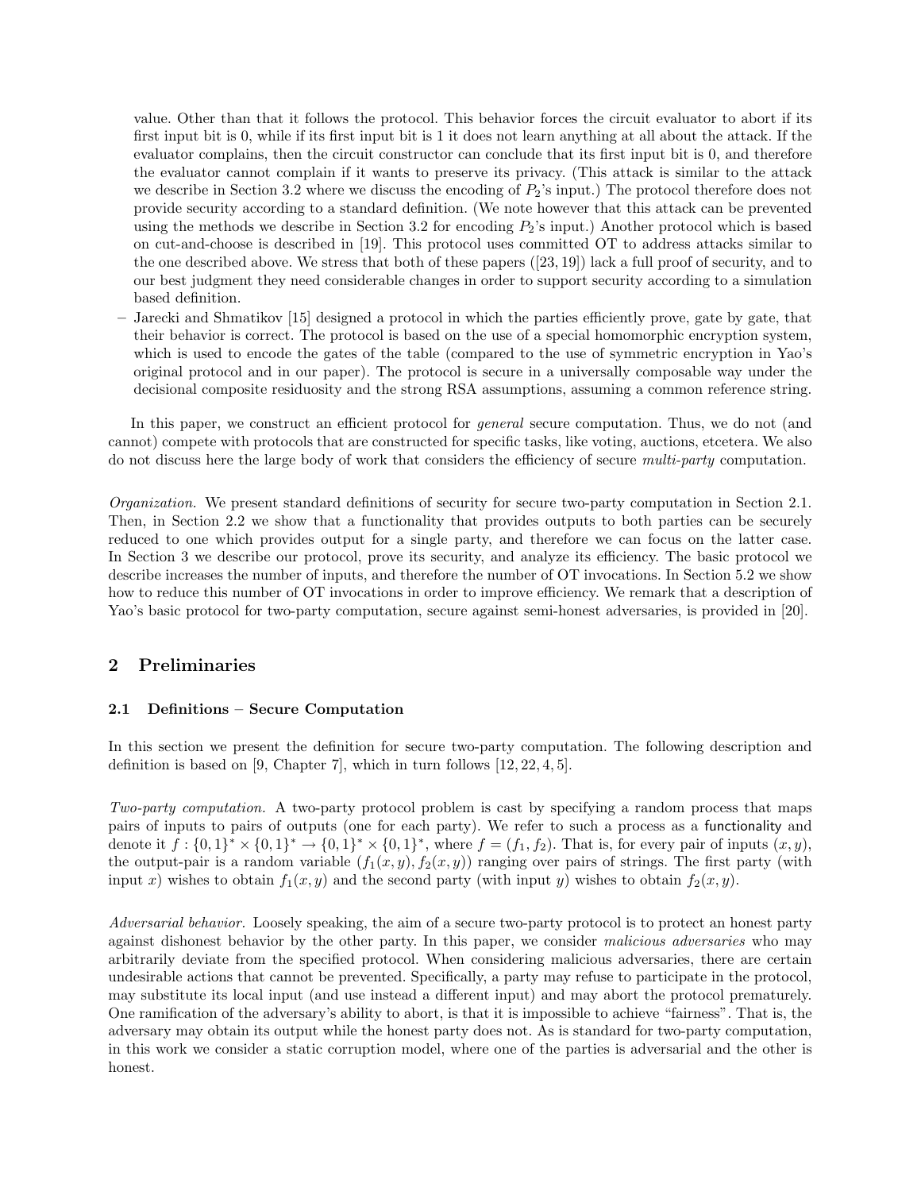value. Other than that it follows the protocol. This behavior forces the circuit evaluator to abort if its first input bit is 0, while if its first input bit is 1 it does not learn anything at all about the attack. If the evaluator complains, then the circuit constructor can conclude that its first input bit is 0, and therefore the evaluator cannot complain if it wants to preserve its privacy. (This attack is similar to the attack we describe in Section 3.2 where we discuss the encoding of $P_2$'s input.) The protocol therefore does not provide security according to a standard definition. (We note however that this attack can be prevented using the methods we describe in Section 3.2 for encoding $P_2$'s input.) Another protocol which is based on cut-and-choose is described in [19]. This protocol uses committed OT to address attacks similar to the one described above. We stress that both of these papers ([23, 19]) lack a full proof of security, and to our best judgment they need considerable changes in order to support security according to a simulation based definition.

– Jarecki and Shmatikov [15] designed a protocol in which the parties efficiently prove, gate by gate, that their behavior is correct. The protocol is based on the use of a special homomorphic encryption system, which is used to encode the gates of the table (compared to the use of symmetric encryption in Yao's original protocol and in our paper). The protocol is secure in a universally composable way under the decisional composite residuosity and the strong RSA assumptions, assuming a common reference string.

In this paper, we construct an efficient protocol for *general* secure computation. Thus, we do not (and cannot) compete with protocols that are constructed for specific tasks, like voting, auctions, etcetera. We also do not discuss here the large body of work that considers the efficiency of secure *multi-party* computation.

*Organization.* We present standard definitions of security for secure two-party computation in Section 2.1. Then, in Section 2.2 we show that a functionality that provides outputs to both parties can be securely reduced to one which provides output for a single party, and therefore we can focus on the latter case. In Section 3 we describe our protocol, prove its security, and analyze its efficiency. The basic protocol we describe increases the number of inputs, and therefore the number of OT invocations. In Section 5.2 we show how to reduce this number of OT invocations in order to improve efficiency. We remark that a description of Yao's basic protocol for two-party computation, secure against semi-honest adversaries, is provided in [20].

## 2 Preliminaries

### 2.1 Definitions – Secure Computation

In this section we present the definition for secure two-party computation. The following description and definition is based on [9, Chapter 7], which in turn follows [12, 22, 4, 5].

*Two-party computation.* A two-party protocol problem is cast by specifying a random process that maps pairs of inputs to pairs of outputs (one for each party). We refer to such a process as a functionality and denote it $f : \{0,1\}^* \times \{0,1\}^* \to \{0,1\}^* \times \{0,1\}^*$, where $f = (f_1, f_2)$. That is, for every pair of inputs $(x, y)$, the output-pair is a random variable $(f_1(x, y), f_2(x, y))$ ranging over pairs of strings. The first party (with input $x$) wishes to obtain $f_1(x, y)$ and the second party (with input $y$) wishes to obtain $f_2(x, y)$.

*Adversarial behavior.* Loosely speaking, the aim of a secure two-party protocol is to protect an honest party against dishonest behavior by the other party. In this paper, we consider *malicious adversaries* who may arbitrarily deviate from the specified protocol. When considering malicious adversaries, there are certain undesirable actions that cannot be prevented. Specifically, a party may refuse to participate in the protocol, may substitute its local input (and use instead a different input) and may abort the protocol prematurely. One ramification of the adversary's ability to abort, is that it is impossible to achieve "fairness". That is, the adversary may obtain its output while the honest party does not. As is standard for two-party computation, in this work we consider a static corruption model, where one of the parties is adversarial and the other is honest.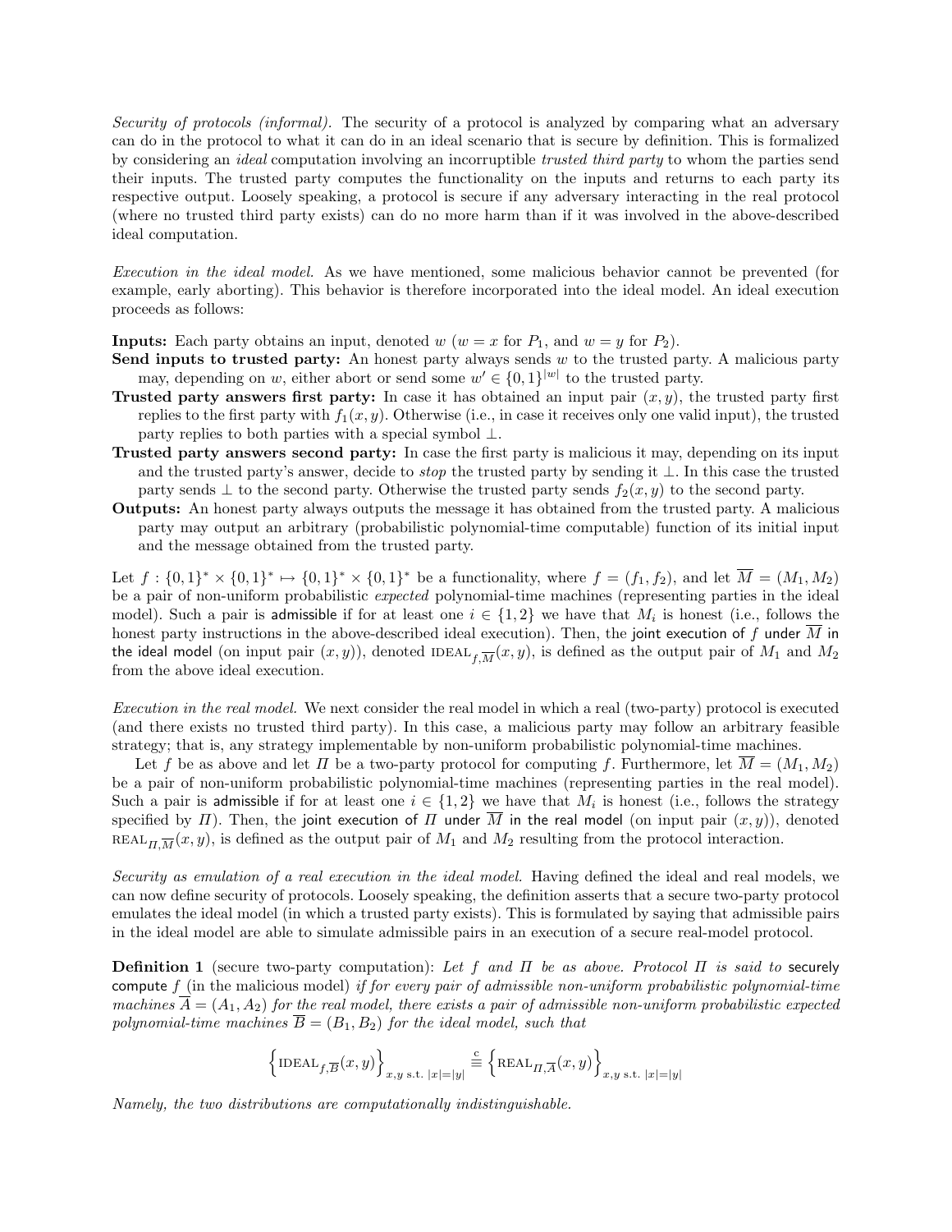*Security of protocols (informal).* The security of a protocol is analyzed by comparing what an adversary can do in the protocol to what it can do in an ideal scenario that is secure by definition. This is formalized by considering an *ideal* computation involving an incorruptible *trusted third party* to whom the parties send their inputs. The trusted party computes the functionality on the inputs and returns to each party its respective output. Loosely speaking, a protocol is secure if any adversary interacting in the real protocol (where no trusted third party exists) can do no more harm than if it was involved in the above-described ideal computation.

*Execution in the ideal model.* As we have mentioned, some malicious behavior cannot be prevented (for example, early aborting). This behavior is therefore incorporated into the ideal model. An ideal execution proceeds as follows:

**Inputs:** Each party obtains an input, denoted $w$ ($w = x$ for $P_1$, and $w = y$ for $P_2$).

**Send inputs to trusted party:** An honest party always sends $w$ to the trusted party. A malicious party may, depending on $w$, either abort or send some $w' \in \{0,1\}^{|w|}$ to the trusted party.

**Trusted party answers first party:** In case it has obtained an input pair $(x, y)$, the trusted party first replies to the first party with $f_1(x, y)$. Otherwise (i.e., in case it receives only one valid input), the trusted party replies to both parties with a special symbol $\bot$.

**Trusted party answers second party:** In case the first party is malicious it may, depending on its input and the trusted party's answer, decide to *stop* the trusted party by sending it $\bot$. In this case the trusted party sends $\bot$ to the second party. Otherwise the trusted party sends $f_2(x, y)$ to the second party.

**Outputs:** An honest party always outputs the message it has obtained from the trusted party. A malicious party may output an arbitrary (probabilistic polynomial-time computable) function of its initial input and the message obtained from the trusted party.

Let $f : \{0,1\}^* \times \{0,1\}^* \mapsto \{0,1\}^* \times \{0,1\}^*$ be a functionality, where $f = (f_1, f_2)$, and let $\overline{M} = (M_1, M_2)$ be a pair of non-uniform probabilistic *expected* polynomial-time machines (representing parties in the ideal model). Such a pair is admissible if for at least one $i \in \{1, 2\}$ we have that $M_i$ is honest (i.e., follows the honest party instructions in the above-described ideal execution). Then, the joint execution of $f$ under $\overline{M}$ in the ideal model (on input pair $(x, y)$), denoted $\text{IDEAL}_{f,\overline{M}}(x, y)$, is defined as the output pair of $M_1$ and $M_2$ from the above ideal execution.

*Execution in the real model.* We next consider the real model in which a real (two-party) protocol is executed (and there exists no trusted third party). In this case, a malicious party may follow an arbitrary feasible strategy; that is, any strategy implementable by non-uniform probabilistic polynomial-time machines.

Let $f$ be as above and let $\Pi$ be a two-party protocol for computing $f$. Furthermore, let $\overline{M} = (M_1, M_2)$ be a pair of non-uniform probabilistic polynomial-time machines (representing parties in the real model). Such a pair is admissible if for at least one $i \in \{1, 2\}$ we have that $M_i$ is honest (i.e., follows the strategy specified by $\Pi$). Then, the joint execution of $\Pi$ under $\overline{M}$ in the real model (on input pair $(x, y)$), denoted $\text{REAL}_{\Pi,\overline{M}}(x, y)$, is defined as the output pair of $M_1$ and $M_2$ resulting from the protocol interaction.

*Security as emulation of a real execution in the ideal model.* Having defined the ideal and real models, we can now define security of protocols. Loosely speaking, the definition asserts that a secure two-party protocol emulates the ideal model (in which a trusted party exists). This is formulated by saying that admissible pairs in the ideal model are able to simulate admissible pairs in an execution of a secure real-model protocol.

**Definition 1** (secure two-party computation): *Let $f$ and $\Pi$ be as above. Protocol $\Pi$ is said to* securely compute $f$ *(in the malicious model) if for every pair of admissible non-uniform probabilistic polynomial-time machines $\overline{A} = (A_1, A_2)$ for the real model, there exists a pair of admissible non-uniform probabilistic expected polynomial-time machines $\overline{B} = (B_1, B_2)$ for the ideal model, such that*

$$\left\{\text{IDEAL}_{f,\overline{B}}(x, y)\right\}_{x,y \text{ s.t. } |x|=|y|} \stackrel{c}{\equiv} \left\{\text{REAL}_{\Pi,\overline{A}}(x, y)\right\}_{x,y \text{ s.t. } |x|=|y|}$$

*Namely, the two distributions are computationally indistinguishable.*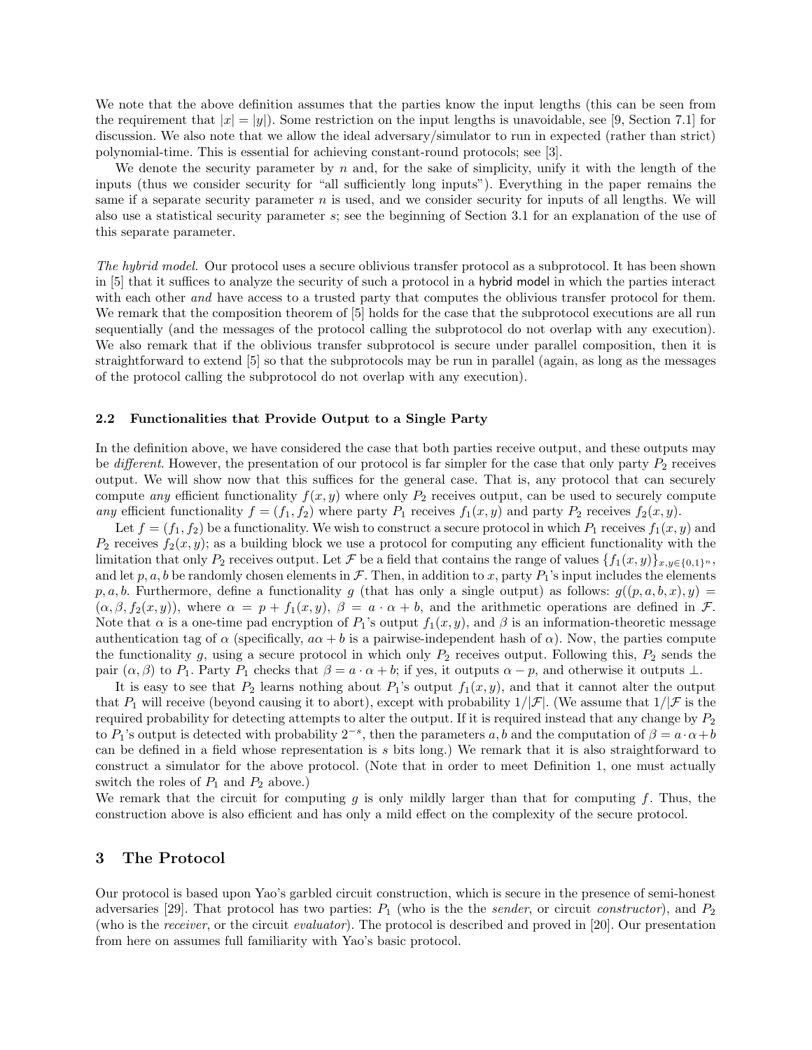We note that the above definition assumes that the parties know the input lengths (this can be seen from the requirement that $|x| = |y|$). Some restriction on the input lengths is unavoidable, see [9, Section 7.1] for discussion. We also note that we allow the ideal adversary/simulator to run in expected (rather than strict) polynomial-time. This is essential for achieving constant-round protocols; see [3].

We denote the security parameter by $n$ and, for the sake of simplicity, unify it with the length of the inputs (thus we consider security for "all sufficiently long inputs"). Everything in the paper remains the same if a separate security parameter $n$ is used, and we consider security for inputs of all lengths. We will also use a statistical security parameter $s$; see the beginning of Section 3.1 for an explanation of the use of this separate parameter.

*The hybrid model.* Our protocol uses a secure oblivious transfer protocol as a subprotocol. It has been shown in [5] that it suffices to analyze the security of such a protocol in a hybrid model in which the parties interact with each other *and* have access to a trusted party that computes the oblivious transfer protocol for them. We remark that the composition theorem of [5] holds for the case that the subprotocol executions are all run sequentially (and the messages of the protocol calling the subprotocol do not overlap with any execution). We also remark that if the oblivious transfer subprotocol is secure under parallel composition, then it is straightforward to extend [5] so that the subprotocols may be run in parallel (again, as long as the messages of the protocol calling the subprotocol do not overlap with any execution).

### 2.2 Functionalities that Provide Output to a Single Party

In the definition above, we have considered the case that both parties receive output, and these outputs may be *different*. However, the presentation of our protocol is far simpler for the case that only party $P_2$ receives output. We will show now that this suffices for the general case. That is, any protocol that can securely compute *any* efficient functionality $f(x, y)$ where only $P_2$ receives output, can be used to securely compute *any* efficient functionality $f = (f_1, f_2)$ where party $P_1$ receives $f_1(x, y)$ and party $P_2$ receives $f_2(x, y)$.

Let $f = (f_1, f_2)$ be a functionality. We wish to construct a secure protocol in which $P_1$ receives $f_1(x, y)$ and $P_2$ receives $f_2(x, y)$; as a building block we use a protocol for computing any efficient functionality with the limitation that only $P_2$ receives output. Let $\mathcal{F}$ be a field that contains the range of values $\{f_1(x, y)\}_{x,y\in\{0,1\}^n}$, and let $p, a, b$ be randomly chosen elements in $\mathcal{F}$. Then, in addition to $x$, party $P_1$'s input includes the elements $p, a, b$. Furthermore, define a functionality $g$ (that has only a single output) as follows: $g((p, a, b, x), y) = (\alpha, \beta, f_2(x, y))$, where $\alpha = p + f_1(x, y)$, $\beta = a \cdot \alpha + b$, and the arithmetic operations are defined in $\mathcal{F}$. Note that $\alpha$ is a one-time pad encryption of $P_1$'s output $f_1(x, y)$, and $\beta$ is an information-theoretic message authentication tag of $\alpha$ (specifically, $a\alpha + b$ is a pairwise-independent hash of $\alpha$). Now, the parties compute the functionality $g$, using a secure protocol in which only $P_2$ receives output. Following this, $P_2$ sends the pair $(\alpha, \beta)$ to $P_1$. Party $P_1$ checks that $\beta = a \cdot \alpha + b$; if yes, it outputs $\alpha - p$, and otherwise it outputs $\perp$.

It is easy to see that $P_2$ learns nothing about $P_1$'s output $f_1(x, y)$, and that it cannot alter the output that $P_1$ will receive (beyond causing it to abort), except with probability $1/|\mathcal{F}|$. (We assume that $1/|\mathcal{F}$ is the required probability for detecting attempts to alter the output. If it is required instead that any change by $P_2$ to $P_1$'s output is detected with probability $2^{-s}$, then the parameters $a, b$ and the computation of $\beta = a \cdot \alpha + b$ can be defined in a field whose representation is $s$ bits long.) We remark that it is also straightforward to construct a simulator for the above protocol. (Note that in order to meet Definition 1, one must actually switch the roles of $P_1$ and $P_2$ above.)

We remark that the circuit for computing $g$ is only mildly larger than that for computing $f$. Thus, the construction above is also efficient and has only a mild effect on the complexity of the secure protocol.

## 3 The Protocol

Our protocol is based upon Yao's garbled circuit construction, which is secure in the presence of semi-honest adversaries [29]. That protocol has two parties: $P_1$ (who is the the *sender*, or circuit *constructor*), and $P_2$ (who is the *receiver*, or the circuit *evaluator*). The protocol is described and proved in [20]. Our presentation from here on assumes full familiarity with Yao's basic protocol.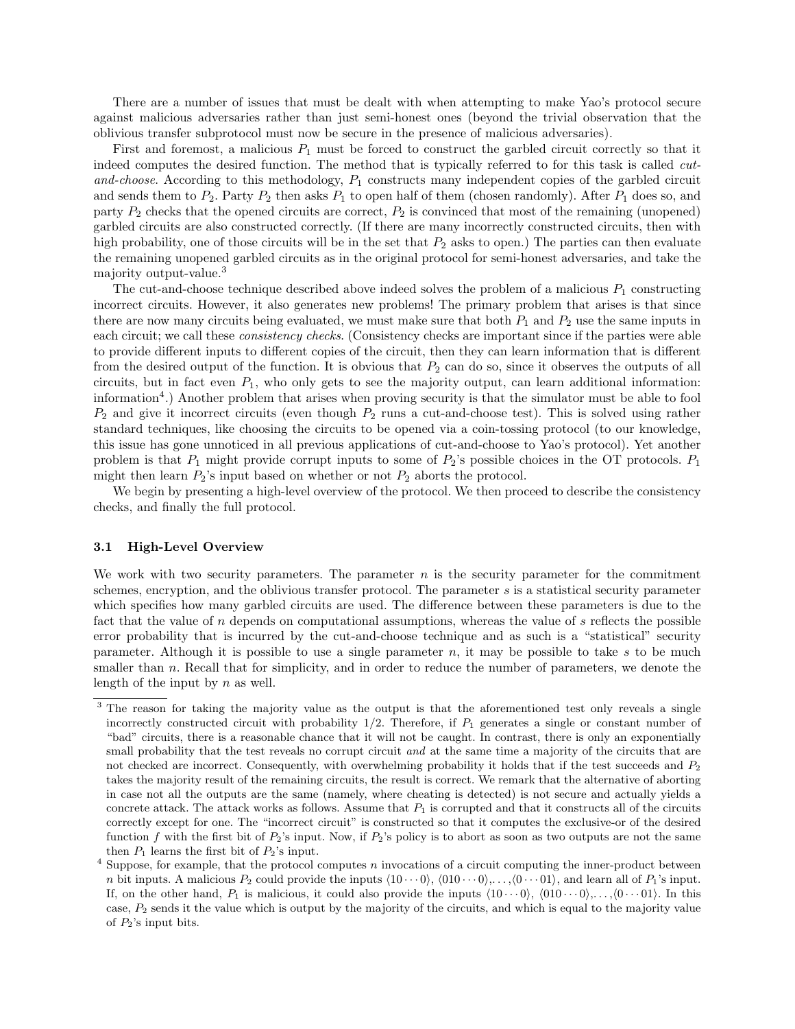There are a number of issues that must be dealt with when attempting to make Yao's protocol secure against malicious adversaries rather than just semi-honest ones (beyond the trivial observation that the oblivious transfer subprotocol must now be secure in the presence of malicious adversaries).

First and foremost, a malicious $P_1$ must be forced to construct the garbled circuit correctly so that it indeed computes the desired function. The method that is typically referred to for this task is called *cut-and-choose*. According to this methodology, $P_1$ constructs many independent copies of the garbled circuit and sends them to $P_2$. Party $P_2$ then asks $P_1$ to open half of them (chosen randomly). After $P_1$ does so, and party $P_2$ checks that the opened circuits are correct, $P_2$ is convinced that most of the remaining (unopened) garbled circuits are also constructed correctly. (If there are many incorrectly constructed circuits, then with high probability, one of those circuits will be in the set that $P_2$ asks to open.) The parties can then evaluate the remaining unopened garbled circuits as in the original protocol for semi-honest adversaries, and take the majority output-value.[3]

The cut-and-choose technique described above indeed solves the problem of a malicious $P_1$ constructing incorrect circuits. However, it also generates new problems! The primary problem that arises is that since there are now many circuits being evaluated, we must make sure that both $P_1$ and $P_2$ use the same inputs in each circuit; we call these *consistency checks*. (Consistency checks are important since if the parties were able to provide different inputs to different copies of the circuit, then they can learn information that is different from the desired output of the function. It is obvious that $P_2$ can do so, since it observes the outputs of all circuits, but in fact even $P_1$, who only gets to see the majority output, can learn additional information: information[4].) Another problem that arises when proving security is that the simulator must be able to fool $P_2$ and give it incorrect circuits (even though $P_2$ runs a cut-and-choose test). This is solved using rather standard techniques, like choosing the circuits to be opened via a coin-tossing protocol (to our knowledge, this issue has gone unnoticed in all previous applications of cut-and-choose to Yao's protocol). Yet another problem is that $P_1$ might provide corrupt inputs to some of $P_2$'s possible choices in the OT protocols. $P_1$ might then learn $P_2$'s input based on whether or not $P_2$ aborts the protocol.

We begin by presenting a high-level overview of the protocol. We then proceed to describe the consistency checks, and finally the full protocol.

### 3.1 High-Level Overview

We work with two security parameters. The parameter $n$ is the security parameter for the commitment schemes, encryption, and the oblivious transfer protocol. The parameter $s$ is a statistical security parameter which specifies how many garbled circuits are used. The difference between these parameters is due to the fact that the value of $n$ depends on computational assumptions, whereas the value of $s$ reflects the possible error probability that is incurred by the cut-and-choose technique and as such is a "statistical" security parameter. Although it is possible to use a single parameter $n$, it may be possible to take $s$ to be much smaller than $n$. Recall that for simplicity, and in order to reduce the number of parameters, we denote the length of the input by $n$ as well.

---

[3] The reason for taking the majority value as the output is that the aforementioned test only reveals a single incorrectly constructed circuit with probability 1/2. Therefore, if $P_1$ generates a single or constant number of "bad" circuits, there is a reasonable chance that it will not be caught. In contrast, there is only an exponentially small probability that the test reveals no corrupt circuit *and* at the same time a majority of the circuits that are not checked are incorrect. Consequently, with overwhelming probability it holds that if the test succeeds and $P_2$ takes the majority result of the remaining circuits, the result is correct. We remark that the alternative of aborting in case not all the outputs are the same (namely, where cheating is detected) is not secure and actually yields a concrete attack. The attack works as follows. Assume that $P_1$ is corrupted and that it constructs all of the circuits correctly except for one. The "incorrect circuit" is constructed so that it computes the exclusive-or of the desired function $f$ with the first bit of $P_2$'s input. Now, if $P_2$'s policy is to abort as soon as two outputs are not the same then $P_1$ learns the first bit of $P_2$'s input.

[4] Suppose, for example, that the protocol computes $n$ invocations of a circuit computing the inner-product between $n$ bit inputs. A malicious $P_2$ could provide the inputs $\langle 10 \cdots 0 \rangle$, $\langle 010 \cdots 0 \rangle$,$\ldots$,$\langle 0 \cdots 01 \rangle$, and learn all of $P_1$'s input. If, on the other hand, $P_1$ is malicious, it could also provide the inputs $\langle 10 \cdots 0 \rangle$, $\langle 010 \cdots 0 \rangle$,$\ldots$,$\langle 0 \cdots 01 \rangle$. In this case, $P_2$ sends it the value which is output by the majority of the circuits, and which is equal to the majority value of $P_2$'s input bits.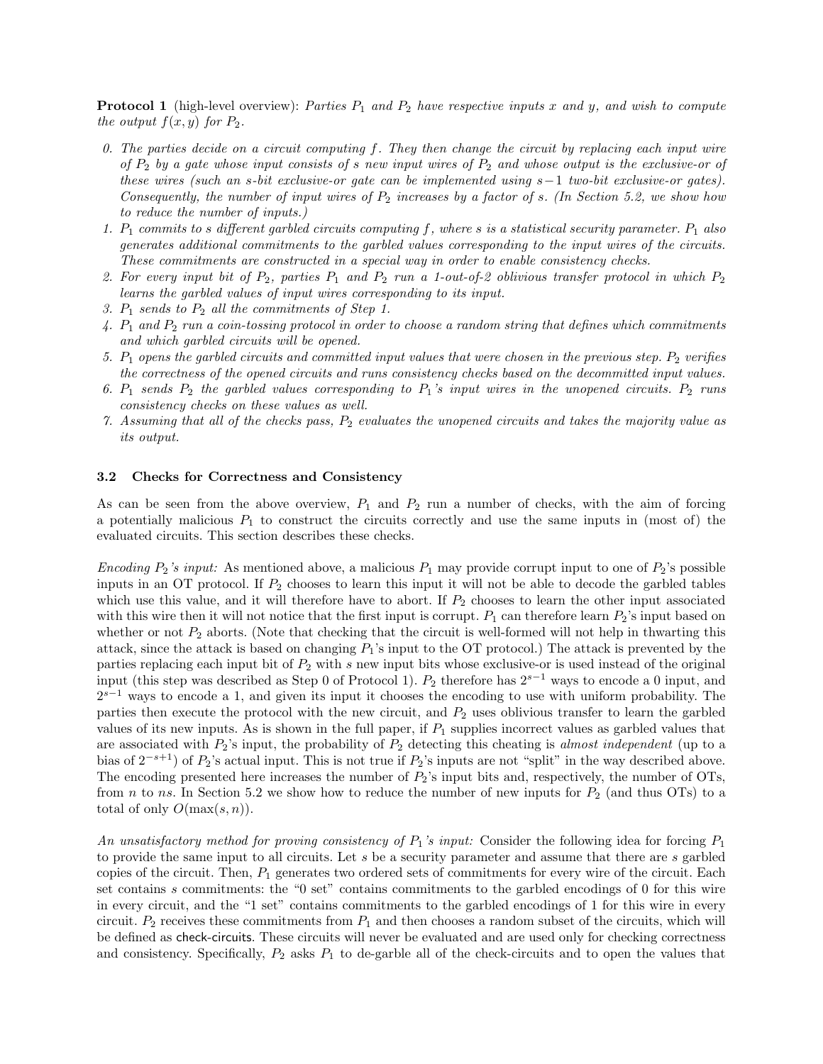**Protocol 1** (high-level overview): *Parties $P_1$ and $P_2$ have respective inputs $x$ and $y$, and wish to compute the output $f(x, y)$ for $P_2$.*

0. *The parties decide on a circuit computing $f$. They then change the circuit by replacing each input wire of $P_2$ by a gate whose input consists of $s$ new input wires of $P_2$ and whose output is the exclusive-or of these wires (such an $s$-bit exclusive-or gate can be implemented using $s-1$ two-bit exclusive-or gates). Consequently, the number of input wires of $P_2$ increases by a factor of $s$. (In Section 5.2, we show how to reduce the number of inputs.)*
1. *$P_1$ commits to $s$ different garbled circuits computing $f$, where $s$ is a statistical security parameter. $P_1$ also generates additional commitments to the garbled values corresponding to the input wires of the circuits. These commitments are constructed in a special way in order to enable consistency checks.*
2. *For every input bit of $P_2$, parties $P_1$ and $P_2$ run a 1-out-of-2 oblivious transfer protocol in which $P_2$ learns the garbled values of input wires corresponding to its input.*
3. *$P_1$ sends to $P_2$ all the commitments of Step 1.*
4. *$P_1$ and $P_2$ run a coin-tossing protocol in order to choose a random string that defines which commitments and which garbled circuits will be opened.*
5. *$P_1$ opens the garbled circuits and committed input values that were chosen in the previous step. $P_2$ verifies the correctness of the opened circuits and runs consistency checks based on the decommitted input values.*
6. *$P_1$ sends $P_2$ the garbled values corresponding to $P_1$'s input wires in the unopened circuits. $P_2$ runs consistency checks on these values as well.*
7. *Assuming that all of the checks pass, $P_2$ evaluates the unopened circuits and takes the majority value as its output.*

### 3.2 Checks for Correctness and Consistency

As can be seen from the above overview, $P_1$ and $P_2$ run a number of checks, with the aim of forcing a potentially malicious $P_1$ to construct the circuits correctly and use the same inputs in (most of) the evaluated circuits. This section describes these checks.

*Encoding $P_2$'s input:* As mentioned above, a malicious $P_1$ may provide corrupt input to one of $P_2$'s possible inputs in an OT protocol. If $P_2$ chooses to learn this input it will not be able to decode the garbled tables which use this value, and it will therefore have to abort. If $P_2$ chooses to learn the other input associated with this wire then it will not notice that the first input is corrupt. $P_1$ can therefore learn $P_2$'s input based on whether or not $P_2$ aborts. (Note that checking that the circuit is well-formed will not help in thwarting this attack, since the attack is based on changing $P_1$'s input to the OT protocol.) The attack is prevented by the parties replacing each input bit of $P_2$ with $s$ new input bits whose exclusive-or is used instead of the original input (this step was described as Step 0 of Protocol 1). $P_2$ therefore has $2^{s-1}$ ways to encode a 0 input, and $2^{s-1}$ ways to encode a 1, and given its input it chooses the encoding to use with uniform probability. The parties then execute the protocol with the new circuit, and $P_2$ uses oblivious transfer to learn the garbled values of its new inputs. As is shown in the full paper, if $P_1$ supplies incorrect values as garbled values that are associated with $P_2$'s input, the probability of $P_2$ detecting this cheating is *almost independent* (up to a bias of $2^{-s+1}$) of $P_2$'s actual input. This is not true if $P_2$'s inputs are not "split" in the way described above. The encoding presented here increases the number of $P_2$'s input bits and, respectively, the number of OTs, from $n$ to $ns$. In Section 5.2 we show how to reduce the number of new inputs for $P_2$ (and thus OTs) to a total of only $O(\max(s, n))$.

*An unsatisfactory method for proving consistency of $P_1$'s input:* Consider the following idea for forcing $P_1$ to provide the same input to all circuits. Let $s$ be a security parameter and assume that there are $s$ garbled copies of the circuit. Then, $P_1$ generates two ordered sets of commitments for every wire of the circuit. Each set contains $s$ commitments: the "0 set" contains commitments to the garbled encodings of 0 for this wire in every circuit, and the "1 set" contains commitments to the garbled encodings of 1 for this wire in every circuit. $P_2$ receives these commitments from $P_1$ and then chooses a random subset of the circuits, which will be defined as check-circuits. These circuits will never be evaluated and are used only for checking correctness and consistency. Specifically, $P_2$ asks $P_1$ to de-garble all of the check-circuits and to open the values that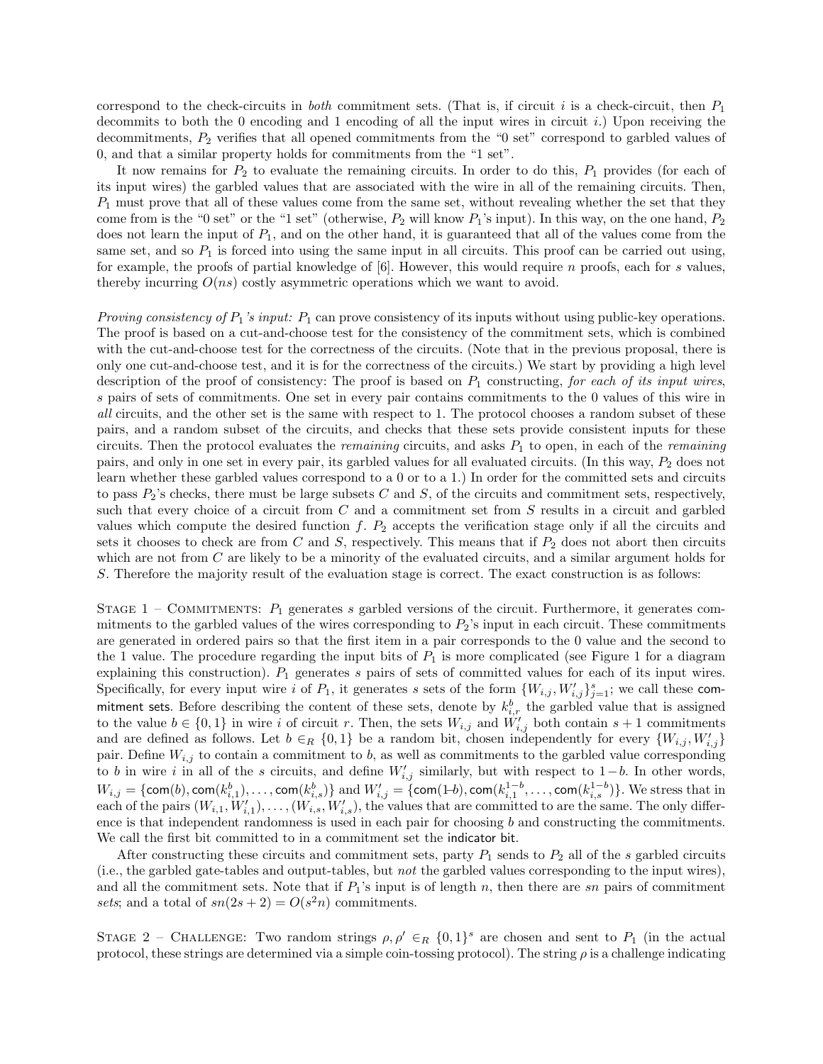correspond to the check-circuits in *both* commitment sets. (That is, if circuit $i$ is a check-circuit, then $P_1$ decommits to both the 0 encoding and 1 encoding of all the input wires in circuit $i$.) Upon receiving the decommitments, $P_2$ verifies that all opened commitments from the "0 set" correspond to garbled values of 0, and that a similar property holds for commitments from the "1 set".

It now remains for $P_2$ to evaluate the remaining circuits. In order to do this, $P_1$ provides (for each of its input wires) the garbled values that are associated with the wire in all of the remaining circuits. Then, $P_1$ must prove that all of these values come from the same set, without revealing whether the set that they come from is the "0 set" or the "1 set" (otherwise, $P_2$ will know $P_1$'s input). In this way, on the one hand, $P_2$ does not learn the input of $P_1$, and on the other hand, it is guaranteed that all of the values come from the same set, and so $P_1$ is forced into using the same input in all circuits. This proof can be carried out using, for example, the proofs of partial knowledge of [6]. However, this would require $n$ proofs, each for $s$ values, thereby incurring $O(ns)$ costly asymmetric operations which we want to avoid.

*Proving consistency of $P_1$'s input:* $P_1$ can prove consistency of its inputs without using public-key operations. The proof is based on a cut-and-choose test for the consistency of the commitment sets, which is combined with the cut-and-choose test for the correctness of the circuits. (Note that in the previous proposal, there is only one cut-and-choose test, and it is for the correctness of the circuits.) We start by providing a high level description of the proof of consistency: The proof is based on $P_1$ constructing, *for each of its input wires*, $s$ pairs of sets of commitments. One set in every pair contains commitments to the 0 values of this wire in *all* circuits, and the other set is the same with respect to 1. The protocol chooses a random subset of these pairs, and a random subset of the circuits, and checks that these sets provide consistent inputs for these circuits. Then the protocol evaluates the *remaining* circuits, and asks $P_1$ to open, in each of the *remaining* pairs, and only in one set in every pair, its garbled values for all evaluated circuits. (In this way, $P_2$ does not learn whether these garbled values correspond to a 0 or to a 1.) In order for the committed sets and circuits to pass $P_2$'s checks, there must be large subsets $C$ and $S$, of the circuits and commitment sets, respectively, such that every choice of a circuit from $C$ and a commitment set from $S$ results in a circuit and garbled values which compute the desired function $f$. $P_2$ accepts the verification stage only if all the circuits and sets it chooses to check are from $C$ and $S$, respectively. This means that if $P_2$ does not abort then circuits which are not from $C$ are likely to be a minority of the evaluated circuits, and a similar argument holds for $S$. Therefore the majority result of the evaluation stage is correct. The exact construction is as follows:

Stage 1 – Commitments: $P_1$ generates $s$ garbled versions of the circuit. Furthermore, it generates commitments to the garbled values of the wires corresponding to $P_2$'s input in each circuit. These commitments are generated in ordered pairs so that the first item in a pair corresponds to the 0 value and the second to the 1 value. The procedure regarding the input bits of $P_1$ is more complicated (see Figure 1 for a diagram explaining this construction). $P_1$ generates $s$ pairs of sets of committed values for each of its input wires. Specifically, for every input wire $i$ of $P_1$, it generates $s$ sets of the form $\{W_{i,j}, W'_{i,j}\}_{j=1}^{s}$; we call these commitment sets. Before describing the content of these sets, denote by $k^b_{i,r}$ the garbled value that is assigned to the value $b \in \{0,1\}$ in wire $i$ of circuit $r$. Then, the sets $W_{i,j}$ and $W'_{i,j}$ both contain $s+1$ commitments and are defined as follows. Let $b \in_R \{0,1\}$ be a random bit, chosen independently for every $\{W_{i,j}, W'_{i,j}\}$ pair. Define $W_{i,j}$ to contain a commitment to $b$, as well as commitments to the garbled value corresponding to $b$ in wire $i$ in all of the $s$ circuits, and define $W'_{i,j}$ similarly, but with respect to $1-b$. In other words, $W_{i,j} = \{\mathsf{com}(b), \mathsf{com}(k^b_{i,1}), \ldots, \mathsf{com}(k^b_{i,s})\}$ and $W'_{i,j} = \{\mathsf{com}(1-b), \mathsf{com}(k^{1-b}_{i,1}, \ldots, \mathsf{com}(k^{1-b}_{i,s})\}$. We stress that in each of the pairs $(W_{i,1}, W'_{i,1}), \ldots, (W_{i,s}, W'_{i,s})$, the values that are committed to are the same. The only difference is that independent randomness is used in each pair for choosing $b$ and constructing the commitments. We call the first bit committed to in a commitment set the indicator bit.

After constructing these circuits and commitment sets, party $P_1$ sends to $P_2$ all of the $s$ garbled circuits (i.e., the garbled gate-tables and output-tables, but *not* the garbled values corresponding to the input wires), and all the commitment sets. Note that if $P_1$'s input is of length $n$, then there are $sn$ pairs of commitment *sets*; and a total of $sn(2s+2) = O(s^2n)$ commitments.

Stage 2 – Challenge: Two random strings $\rho, \rho' \in_R \{0,1\}^s$ are chosen and sent to $P_1$ (in the actual protocol, these strings are determined via a simple coin-tossing protocol). The string $\rho$ is a challenge indicating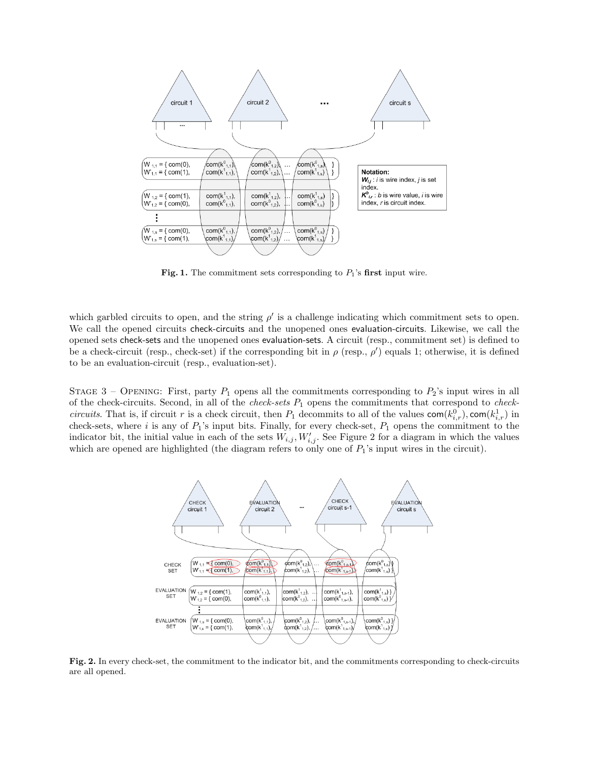**Fig. 1.** The commitment sets corresponding to $P_1$'s **first** input wire.

which garbled circuits to open, and the string $\rho'$ is a challenge indicating which commitment sets to open. We call the opened circuits check-circuits and the unopened ones evaluation-circuits. Likewise, we call the opened sets check-sets and the unopened ones evaluation-sets. A circuit (resp., commitment set) is defined to be a check-circuit (resp., check-set) if the corresponding bit in $\rho$ (resp., $\rho'$) equals 1; otherwise, it is defined to be an evaluation-circuit (resp., evaluation-set).

Stage 3 – Opening: First, party $P_1$ opens all the commitments corresponding to $P_2$'s input wires in all of the check-circuits. Second, in all of the *check-sets* $P_1$ opens the commitments that correspond to *check-circuits*. That is, if circuit $r$ is a check circuit, then $P_1$ decommits to all of the values $\mathsf{com}(k^0_{i,r}), \mathsf{com}(k^1_{i,r})$ in check-sets, where $i$ is any of $P_1$'s input bits. Finally, for every check-set, $P_1$ opens the commitment to the indicator bit, the initial value in each of the sets $W_{i,j}, W'_{i,j}$. See Figure 2 for a diagram in which the values which are opened are highlighted (the diagram refers to only one of $P_1$'s input wires in the circuit).

**Fig. 2.** In every check-set, the commitment to the indicator bit, and the commitments corresponding to check-circuits are all opened.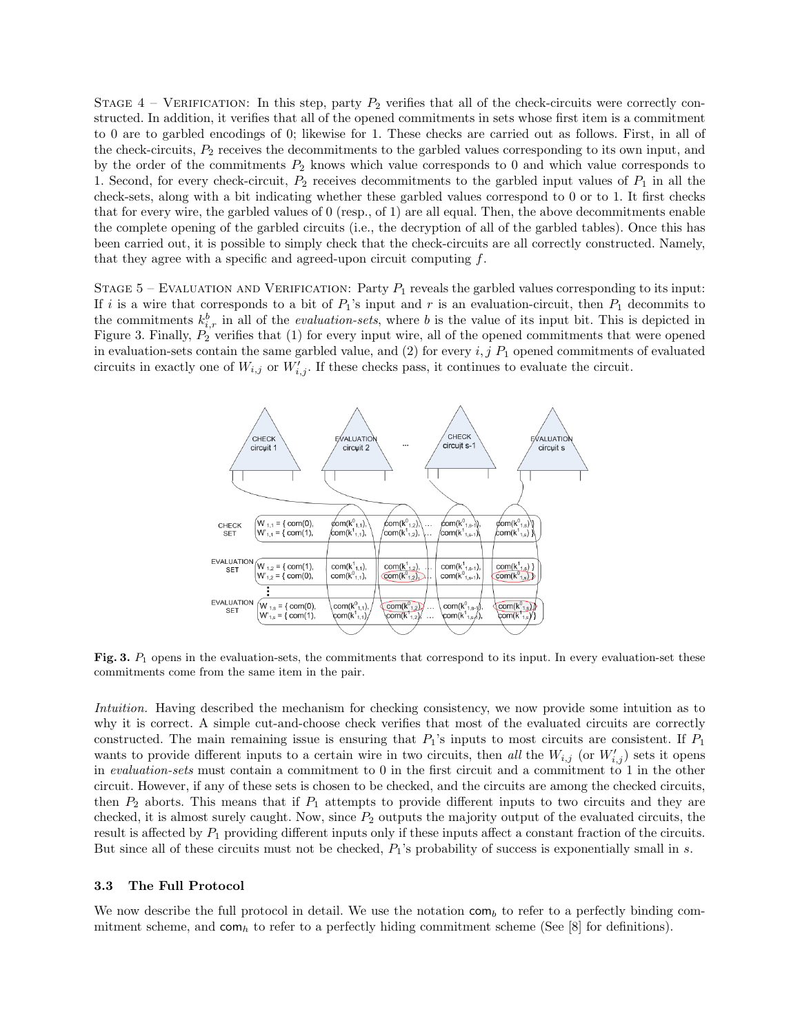Stage 4 – Verification: In this step, party $P_2$ verifies that all of the check-circuits were correctly constructed. In addition, it verifies that all of the opened commitments in sets whose first item is a commitment to 0 are to garbled encodings of 0; likewise for 1. These checks are carried out as follows. First, in all of the check-circuits, $P_2$ receives the decommitments to the garbled values corresponding to its own input, and by the order of the commitments $P_2$ knows which value corresponds to 0 and which value corresponds to 1. Second, for every check-circuit, $P_2$ receives decommitments to the garbled input values of $P_1$ in all the check-sets, along with a bit indicating whether these garbled values correspond to 0 or to 1. It first checks that for every wire, the garbled values of 0 (resp., of 1) are all equal. Then, the above decommitments enable the complete opening of the garbled circuits (i.e., the decryption of all of the garbled tables). Once this has been carried out, it is possible to simply check that the check-circuits are all correctly constructed. Namely, that they agree with a specific and agreed-upon circuit computing $f$.

Stage 5 – Evaluation and Verification: Party $P_1$ reveals the garbled values corresponding to its input: If $i$ is a wire that corresponds to a bit of $P_1$'s input and $r$ is an evaluation-circuit, then $P_1$ decommits to the commitments $k^b_{i,r}$ in all of the *evaluation-sets*, where $b$ is the value of its input bit. This is depicted in Figure 3. Finally, $P_2$ verifies that (1) for every input wire, all of the opened commitments that were opened in evaluation-sets contain the same garbled value, and (2) for every $i, j$ $P_1$ opened commitments of evaluated circuits in exactly one of $W_{i,j}$ or $W'_{i,j}$. If these checks pass, it continues to evaluate the circuit.

**Fig. 3.** $P_1$ opens in the evaluation-sets, the commitments that correspond to its input. In every evaluation-set these commitments come from the same item in the pair.

*Intuition.* Having described the mechanism for checking consistency, we now provide some intuition as to why it is correct. A simple cut-and-choose check verifies that most of the evaluated circuits are correctly constructed. The main remaining issue is ensuring that $P_1$'s inputs to most circuits are consistent. If $P_1$ wants to provide different inputs to a certain wire in two circuits, then *all* the $W_{i,j}$ (or $W'_{i,j}$) sets it opens in *evaluation-sets* must contain a commitment to 0 in the first circuit and a commitment to 1 in the other circuit. However, if any of these sets is chosen to be checked, and the circuits are among the checked circuits, then $P_2$ aborts. This means that if $P_1$ attempts to provide different inputs to two circuits and they are checked, it is almost surely caught. Now, since $P_2$ outputs the majority output of the evaluated circuits, the result is affected by $P_1$ providing different inputs only if these inputs affect a constant fraction of the circuits. But since all of these circuits must not be checked, $P_1$'s probability of success is exponentially small in $s$.

### 3.3 The Full Protocol

We now describe the full protocol in detail. We use the notation $\mathsf{com}_b$ to refer to a perfectly binding commitment scheme, and $\mathsf{com}_h$ to refer to a perfectly hiding commitment scheme (See [8] for definitions).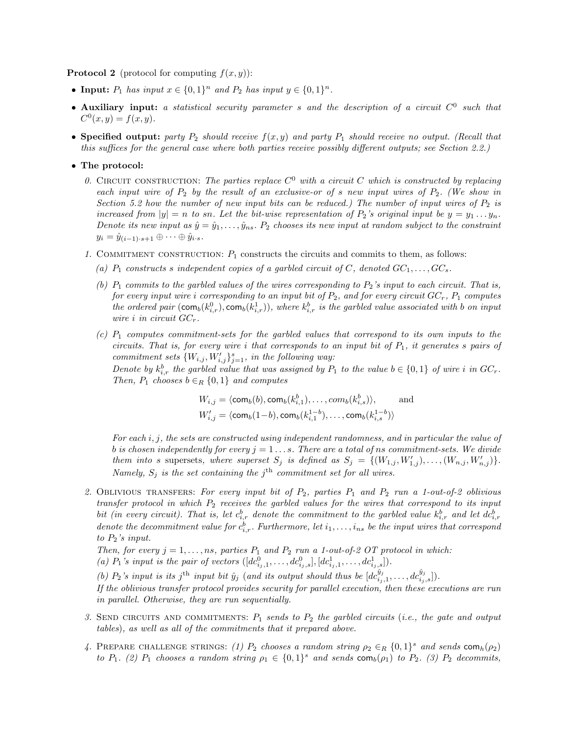**Protocol 2** (protocol for computing $f(x, y)$):

- **Input:** *$P_1$ has input $x \in \{0,1\}^n$ and $P_2$ has input $y \in \{0,1\}^n$.*
- **Auxiliary input:** *a statistical security parameter $s$ and the description of a circuit $C^0$ such that $C^0(x, y) = f(x, y)$.*
- **Specified output:** *party $P_2$ should receive $f(x, y)$ and party $P_1$ should receive no output. (Recall that this suffices for the general case where both parties receive possibly different outputs; see Section 2.2.)*
- **The protocol:**

  0. Circuit construction: *The parties replace $C^0$ with a circuit $C$ which is constructed by replacing each input wire of $P_2$ by the result of an exclusive-or of $s$ new input wires of $P_2$. (We show in Section 5.2 how the number of new input bits can be reduced.) The number of input wires of $P_2$ is increased from $|y| = n$ to $sn$. Let the bit-wise representation of $P_2$'s original input be $y = y_1 \ldots y_n$. Denote its new input as $\hat{y} = \hat{y}_1, \ldots, \hat{y}_{ns}$. $P_2$ chooses its new input at random subject to the constraint $y_i = \hat{y}_{(i-1)\cdot s+1} \oplus \cdots \oplus \hat{y}_{i \cdot s}$.*

  1. Commitment construction: $P_1$ constructs the circuits and commits to them, as follows:

     (a) *$P_1$ constructs $s$ independent copies of a garbled circuit of $C$, denoted $GC_1, \ldots, GC_s$.*

     (b) *$P_1$ commits to the garbled values of the wires corresponding to $P_2$'s input to each circuit. That is, for every input wire $i$ corresponding to an input bit of $P_2$, and for every circuit $GC_r$, $P_1$ computes the ordered pair $(\mathsf{com}_b(k^0_{i,r}), \mathsf{com}_b(k^1_{i,r}))$, where $k^b_{i,r}$ is the garbled value associated with $b$ on input wire $i$ in circuit $GC_r$.*

     (c) *$P_1$ computes commitment-sets for the garbled values that correspond to its own inputs to the circuits. That is, for every wire $i$ that corresponds to an input bit of $P_1$, it generates $s$ pairs of commitment sets $\{W_{i,j}, W'_{i,j}\}_{j=1}^{s}$, in the following way:*
     *Denote by $k^b_{i,r}$ the garbled value that was assigned by $P_1$ to the value $b \in \{0,1\}$ of wire $i$ in $GC_r$. Then, $P_1$ chooses $b \in_R \{0,1\}$ and computes*

     $$W_{i,j} = \langle \mathsf{com}_b(b), \mathsf{com}_b(k^b_{i,1}), \ldots, com_b(k^b_{i,s}) \rangle, \qquad \text{and}$$
     $$W'_{i,j} = \langle \mathsf{com}_b(1-b), \mathsf{com}_b(k^{1-b}_{i,1}), \ldots, \mathsf{com}_b(k^{1-b}_{i,s}) \rangle$$

     *For each $i, j$, the sets are constructed using independent randomness, and in particular the value of $b$ is chosen independently for every $j = 1 \ldots s$. There are a total of $ns$ commitment-sets. We divide them into $s$ supersets, where superset $S_j$ is defined as $S_j = \{(W_{1,j}, W'_{1,j}), \ldots, (W_{n,j}, W'_{n,j})\}$. Namely, $S_j$ is the set containing the $j^{\text{th}}$ commitment set for all wires.*

  2. Oblivious transfers: *For every input bit of $P_2$, parties $P_1$ and $P_2$ run a 1-out-of-2 oblivious transfer protocol in which $P_2$ receives the garbled values for the wires that correspond to its input bit (in every circuit). That is, let $c^b_{i,r}$ denote the commitment to the garbled value $k^b_{i,r}$ and let $dc^b_{i,r}$ denote the decommitment value for $c^b_{i,r}$. Furthermore, let $i_1, \ldots, i_{ns}$ be the input wires that correspond to $P_2$'s input.*
     *Then, for every $j = 1, \ldots, ns$, parties $P_1$ and $P_2$ run a 1-out-of-2 OT protocol in which:*
     *(a) $P_1$'s input is the pair of vectors $([dc^0_{i_j,1}, \ldots, dc^0_{i_j,s}], [dc^1_{i_j,1}, \ldots, dc^1_{i_j,s}])$.*
     *(b) $P_2$'s input is its $j^{\text{th}}$ input bit $\hat{y}_j$ (and its output should thus be $[dc^{\hat{y}_j}_{i_j,1}, \ldots, dc^{\hat{y}_j}_{i_j,s}]$).*
     *If the oblivious transfer protocol provides security for parallel execution, then these executions are run in parallel. Otherwise, they are run sequentially.*

  3. Send circuits and commitments: *$P_1$ sends to $P_2$ the garbled circuits (i.e., the gate and output tables), as well as all of the commitments that it prepared above.*

  4. Prepare challenge strings: *(1) $P_2$ chooses a random string $\rho_2 \in_R \{0,1\}^s$ and sends $\mathsf{com}_h(\rho_2)$ to $P_1$. (2) $P_1$ chooses a random string $\rho_1 \in \{0,1\}^s$ and sends $\mathsf{com}_b(\rho_1)$ to $P_2$. (3) $P_2$ decommits,*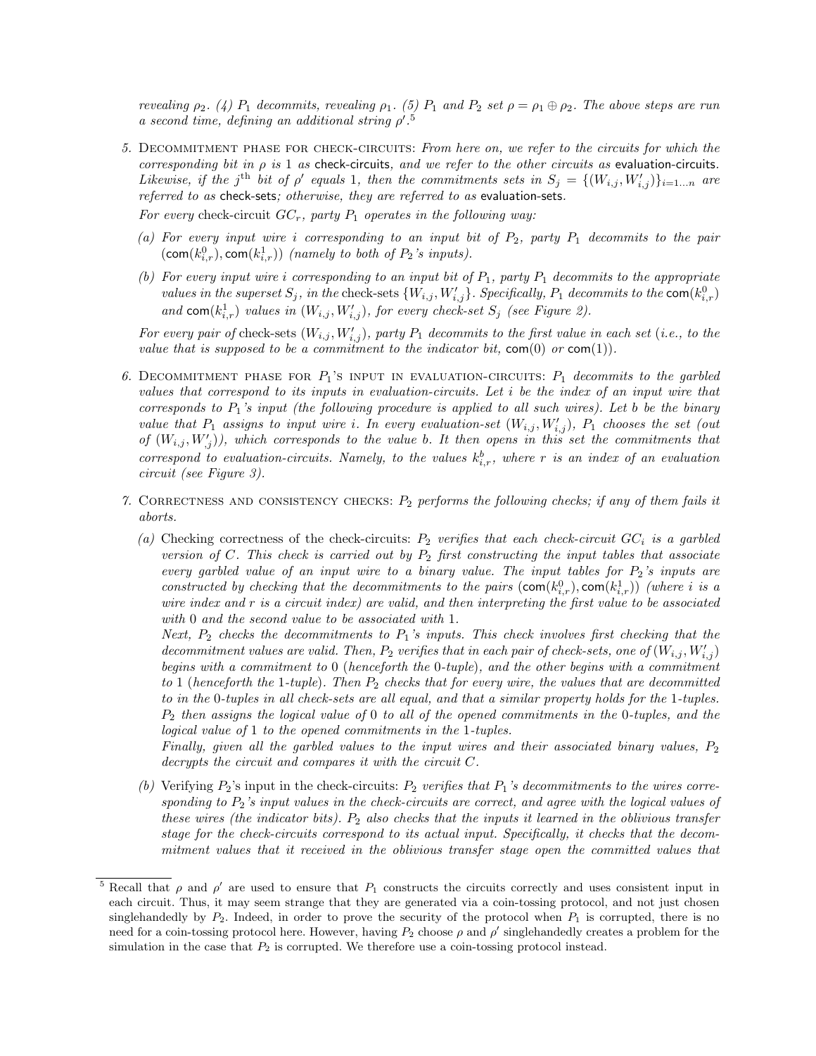*revealing $\rho_2$. (4) $P_1$ decommits, revealing $\rho_1$. (5) $P_1$ and $P_2$ set $\rho = \rho_1 \oplus \rho_2$. The above steps are run a second time, defining an additional string $\rho'$.*[5]

5. Decommitment phase for check-circuits: *From here on, we refer to the circuits for which the corresponding bit in $\rho$ is 1 as* check-circuits*, and we refer to the other circuits as* evaluation-circuits*. Likewise, if the $j^{\text{th}}$ bit of $\rho'$ equals 1, then the commitments sets in $S_j = \{(W_{i,j}, W'_{i,j})\}_{i=1...n}$ are referred to as* check-sets*; otherwise, they are referred to as* evaluation-sets*.*

   *For every* check-circuit $GC_r$*, party $P_1$ operates in the following way:*

   (a) *For every input wire $i$ corresponding to an input bit of $P_2$, party $P_1$ decommits to the pair $(\mathsf{com}(k^0_{i,r}), \mathsf{com}(k^1_{i,r}))$ (namely to both of $P_2$'s inputs).*

   (b) *For every input wire $i$ corresponding to an input bit of $P_1$, party $P_1$ decommits to the appropriate values in the superset $S_j$, in the* check-sets $\{W_{i,j}, W'_{i,j}\}$*. Specifically, $P_1$ decommits to the $\mathsf{com}(k^0_{i,r})$ and $\mathsf{com}(k^1_{i,r})$ values in $(W_{i,j}, W'_{i,j})$, for every check-set $S_j$ (see Figure 2).*

   *For every pair of* check-sets $(W_{i,j}, W'_{i,j})$*, party $P_1$ decommits to the first value in each set (i.e., to the value that is supposed to be a commitment to the indicator bit, $\mathsf{com}(0)$ or $\mathsf{com}(1)$).*

6. Decommitment phase for $P_1$'s input in evaluation-circuits: *$P_1$ decommits to the garbled values that correspond to its inputs in evaluation-circuits. Let $i$ be the index of an input wire that corresponds to $P_1$'s input (the following procedure is applied to all such wires). Let $b$ be the binary value that $P_1$ assigns to input wire $i$. In every evaluation-set $(W_{i,j}, W'_{i,j})$, $P_1$ chooses the set (out of $(W_{i,j}, W'_{,j})$), which corresponds to the value $b$. It then opens in this set the commitments that correspond to evaluation-circuits. Namely, to the values $k^b_{i,r}$, where $r$ is an index of an evaluation circuit (see Figure 3).*

7. Correctness and consistency checks: *$P_2$ performs the following checks; if any of them fails it aborts.*

   (a) Checking correctness of the check-circuits: *$P_2$ verifies that each check-circuit $GC_i$ is a garbled version of $C$. This check is carried out by $P_2$ first constructing the input tables that associate every garbled value of an input wire to a binary value. The input tables for $P_2$'s inputs are constructed by checking that the decommitments to the pairs $(\mathsf{com}(k^0_{i,r}), \mathsf{com}(k^1_{i,r}))$ (where $i$ is a wire index and $r$ is a circuit index) are valid, and then interpreting the first value to be associated with 0 and the second value to be associated with 1.*

   *Next, $P_2$ checks the decommitments to $P_1$'s inputs. This check involves first checking that the decommitment values are valid. Then, $P_2$ verifies that in each pair of check-sets, one of $(W_{i,j}, W'_{i,j})$ begins with a commitment to 0 (henceforth the 0-tuple), and the other begins with a commitment to 1 (henceforth the 1-tuple). Then $P_2$ checks that for every wire, the values that are decommitted to in the 0-tuples in all check-sets are all equal, and that a similar property holds for the 1-tuples. $P_2$ then assigns the logical value of 0 to all of the opened commitments in the 0-tuples, and the logical value of 1 to the opened commitments in the 1-tuples.*

   *Finally, given all the garbled values to the input wires and their associated binary values, $P_2$ decrypts the circuit and compares it with the circuit $C$.*

   (b) Verifying $P_2$'s input in the check-circuits: *$P_2$ verifies that $P_1$'s decommitments to the wires corresponding to $P_2$'s input values in the check-circuits are correct, and agree with the logical values of these wires (the indicator bits). $P_2$ also checks that the inputs it learned in the oblivious transfer stage for the check-circuits correspond to its actual input. Specifically, it checks that the decommitment values that it received in the oblivious transfer stage open the committed values that*

[5] Recall that $\rho$ and $\rho'$ are used to ensure that $P_1$ constructs the circuits correctly and uses consistent input in each circuit. Thus, it may seem strange that they are generated via a coin-tossing protocol, and not just chosen singlehandedly by $P_2$. Indeed, in order to prove the security of the protocol when $P_1$ is corrupted, there is no need for a coin-tossing protocol here. However, having $P_2$ choose $\rho$ and $\rho'$ singlehandedly creates a problem for the simulation in the case that $P_2$ is corrupted. We therefore use a coin-tossing protocol instead.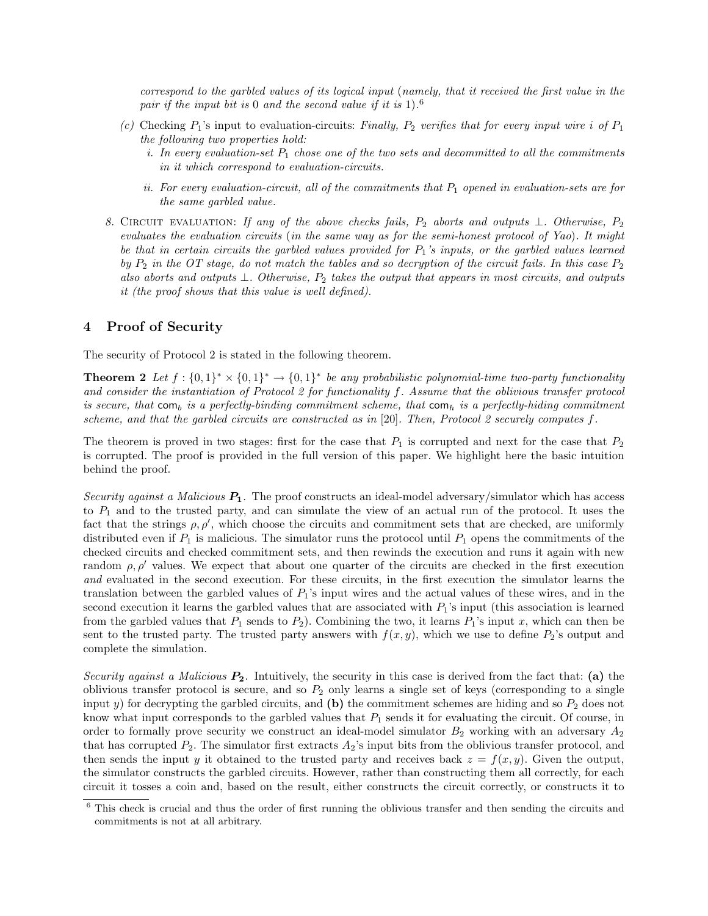*correspond to the garbled values of its logical input (namely, that it received the first value in the pair if the input bit is* 0 *and the second value if it is* 1*).*[6]

(c) Checking $P_1$'s input to evaluation-circuits: *Finally, $P_2$ verifies that for every input wire $i$ of $P_1$ the following two properties hold:*

i. *In every evaluation-set $P_1$ chose one of the two sets and decommitted to all the commitments in it which correspond to evaluation-circuits.*

ii. *For every evaluation-circuit, all of the commitments that $P_1$ opened in evaluation-sets are for the same garbled value.*

8. Circuit evaluation: *If any of the above checks fails, $P_2$ aborts and outputs $\perp$. Otherwise, $P_2$ evaluates the evaluation circuits (in the same way as for the semi-honest protocol of Yao). It might be that in certain circuits the garbled values provided for $P_1$'s inputs, or the garbled values learned by $P_2$ in the OT stage, do not match the tables and so decryption of the circuit fails. In this case $P_2$ also aborts and outputs $\perp$. Otherwise, $P_2$ takes the output that appears in most circuits, and outputs it (the proof shows that this value is well defined).*

## 4 Proof of Security

The security of Protocol 2 is stated in the following theorem.

**Theorem 2** *Let $f : \{0,1\}^* \times \{0,1\}^* \to \{0,1\}^*$ be any probabilistic polynomial-time two-party functionality and consider the instantiation of Protocol 2 for functionality $f$. Assume that the oblivious transfer protocol is secure, that $\mathsf{com}_b$ is a perfectly-binding commitment scheme, that $\mathsf{com}_h$ is a perfectly-hiding commitment scheme, and that the garbled circuits are constructed as in [20]. Then, Protocol 2 securely computes $f$.*

The theorem is proved in two stages: first for the case that $P_1$ is corrupted and next for the case that $P_2$ is corrupted. The proof is provided in the full version of this paper. We highlight here the basic intuition behind the proof.

*Security against a Malicious* $\boldsymbol{P_1}$. The proof constructs an ideal-model adversary/simulator which has access to $P_1$ and to the trusted party, and can simulate the view of an actual run of the protocol. It uses the fact that the strings $\rho, \rho'$, which choose the circuits and commitment sets that are checked, are uniformly distributed even if $P_1$ is malicious. The simulator runs the protocol until $P_1$ opens the commitments of the checked circuits and checked commitment sets, and then rewinds the execution and runs it again with new random $\rho, \rho'$ values. We expect that about one quarter of the circuits are checked in the first execution *and* evaluated in the second execution. For these circuits, in the first execution the simulator learns the translation between the garbled values of $P_1$'s input wires and the actual values of these wires, and in the second execution it learns the garbled values that are associated with $P_1$'s input (this association is learned from the garbled values that $P_1$ sends to $P_2$). Combining the two, it learns $P_1$'s input $x$, which can then be sent to the trusted party. The trusted party answers with $f(x,y)$, which we use to define $P_2$'s output and complete the simulation.

*Security against a Malicious* $\boldsymbol{P_2}$. Intuitively, the security in this case is derived from the fact that: **(a)** the oblivious transfer protocol is secure, and so $P_2$ only learns a single set of keys (corresponding to a single input $y$) for decrypting the garbled circuits, and **(b)** the commitment schemes are hiding and so $P_2$ does not know what input corresponds to the garbled values that $P_1$ sends it for evaluating the circuit. Of course, in order to formally prove security we construct an ideal-model simulator $B_2$ working with an adversary $A_2$ that has corrupted $P_2$. The simulator first extracts $A_2$'s input bits from the oblivious transfer protocol, and then sends the input $y$ it obtained to the trusted party and receives back $z = f(x,y)$. Given the output, the simulator constructs the garbled circuits. However, rather than constructing them all correctly, for each circuit it tosses a coin and, based on the result, either constructs the circuit correctly, or constructs it to

[6] This check is crucial and thus the order of first running the oblivious transfer and then sending the circuits and commitments is not at all arbitrary.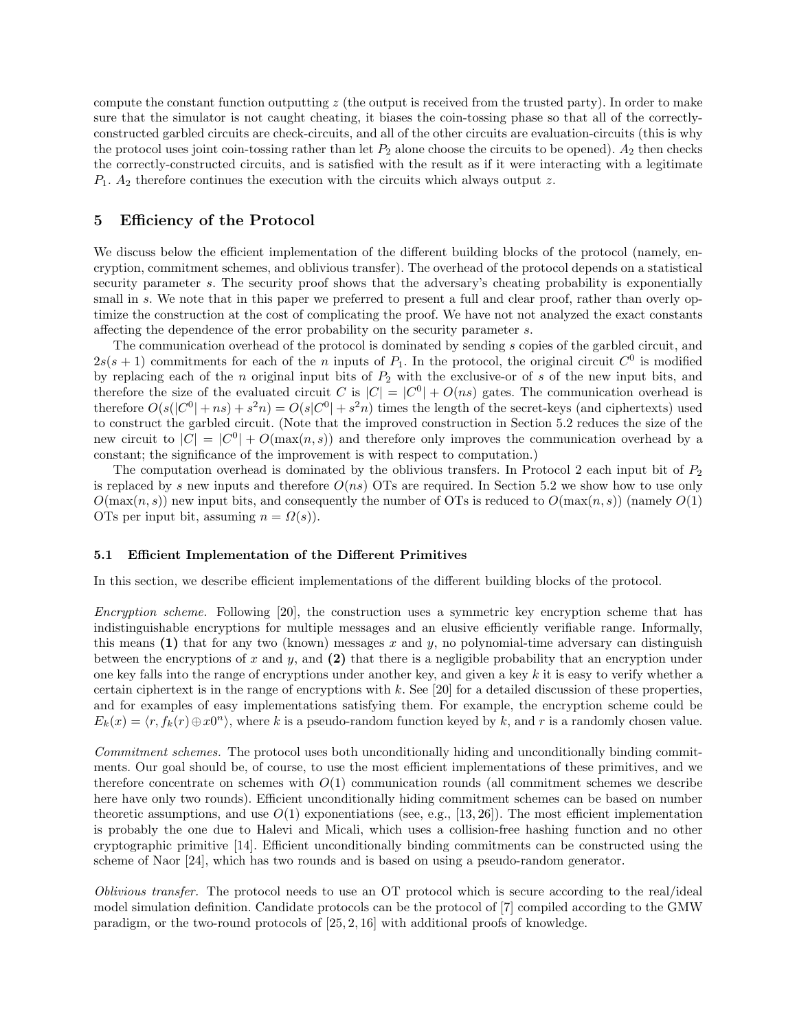compute the constant function outputting $z$ (the output is received from the trusted party). In order to make sure that the simulator is not caught cheating, it biases the coin-tossing phase so that all of the correctly-constructed garbled circuits are check-circuits, and all of the other circuits are evaluation-circuits (this is why the protocol uses joint coin-tossing rather than let $P_2$ alone choose the circuits to be opened). $A_2$ then checks the correctly-constructed circuits, and is satisfied with the result as if it were interacting with a legitimate $P_1$. $A_2$ therefore continues the execution with the circuits which always output $z$.

## 5 Efficiency of the Protocol

We discuss below the efficient implementation of the different building blocks of the protocol (namely, encryption, commitment schemes, and oblivious transfer). The overhead of the protocol depends on a statistical security parameter $s$. The security proof shows that the adversary's cheating probability is exponentially small in $s$. We note that in this paper we preferred to present a full and clear proof, rather than overly optimize the construction at the cost of complicating the proof. We have not not analyzed the exact constants affecting the dependence of the error probability on the security parameter $s$.

The communication overhead of the protocol is dominated by sending $s$ copies of the garbled circuit, and $2s(s+1)$ commitments for each of the $n$ inputs of $P_1$. In the protocol, the original circuit $C^0$ is modified by replacing each of the $n$ original input bits of $P_2$ with the exclusive-or of $s$ of the new input bits, and therefore the size of the evaluated circuit $C$ is $|C| = |C^0| + O(ns)$ gates. The communication overhead is therefore $O(s(|C^0| + ns) + s^2 n) = O(s|C^0| + s^2 n)$ times the length of the secret-keys (and ciphertexts) used to construct the garbled circuit. (Note that the improved construction in Section 5.2 reduces the size of the new circuit to $|C| = |C^0| + O(\max(n, s))$ and therefore only improves the communication overhead by a constant; the significance of the improvement is with respect to computation.)

The computation overhead is dominated by the oblivious transfers. In Protocol 2 each input bit of $P_2$ is replaced by $s$ new inputs and therefore $O(ns)$ OTs are required. In Section 5.2 we show how to use only $O(\max(n, s))$ new input bits, and consequently the number of OTs is reduced to $O(\max(n, s))$ (namely $O(1)$ OTs per input bit, assuming $n = \Omega(s)$).

### 5.1 Efficient Implementation of the Different Primitives

In this section, we describe efficient implementations of the different building blocks of the protocol.

*Encryption scheme.* Following [20], the construction uses a symmetric key encryption scheme that has indistinguishable encryptions for multiple messages and an elusive efficiently verifiable range. Informally, this means **(1)** that for any two (known) messages $x$ and $y$, no polynomial-time adversary can distinguish between the encryptions of $x$ and $y$, and **(2)** that there is a negligible probability that an encryption under one key falls into the range of encryptions under another key, and given a key $k$ it is easy to verify whether a certain ciphertext is in the range of encryptions with $k$. See [20] for a detailed discussion of these properties, and for examples of easy implementations satisfying them. For example, the encryption scheme could be $E_k(x) = \langle r, f_k(r) \oplus x0^n \rangle$, where $k$ is a pseudo-random function keyed by $k$, and $r$ is a randomly chosen value.

*Commitment schemes.* The protocol uses both unconditionally hiding and unconditionally binding commitments. Our goal should be, of course, to use the most efficient implementations of these primitives, and we therefore concentrate on schemes with $O(1)$ communication rounds (all commitment schemes we describe here have only two rounds). Efficient unconditionally hiding commitment schemes can be based on number theoretic assumptions, and use $O(1)$ exponentiations (see, e.g., [13, 26]). The most efficient implementation is probably the one due to Halevi and Micali, which uses a collision-free hashing function and no other cryptographic primitive [14]. Efficient unconditionally binding commitments can be constructed using the scheme of Naor [24], which has two rounds and is based on using a pseudo-random generator.

*Oblivious transfer.* The protocol needs to use an OT protocol which is secure according to the real/ideal model simulation definition. Candidate protocols can be the protocol of [7] compiled according to the GMW paradigm, or the two-round protocols of [25, 2, 16] with additional proofs of knowledge.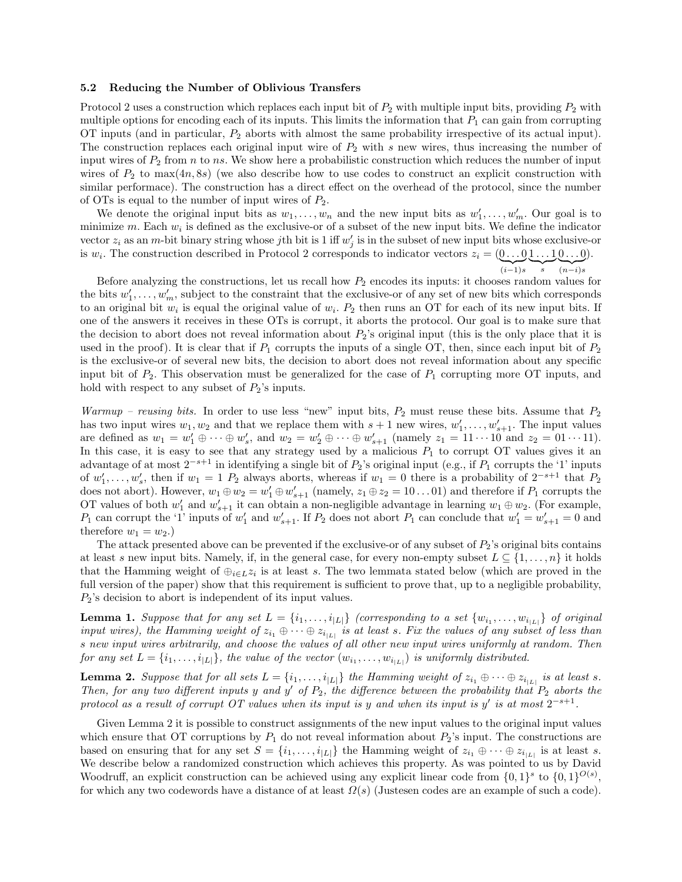### 5.2 Reducing the Number of Oblivious Transfers

Protocol 2 uses a construction which replaces each input bit of $P_2$ with multiple input bits, providing $P_2$ with multiple options for encoding each of its inputs. This limits the information that $P_1$ can gain from corrupting OT inputs (and in particular, $P_2$ aborts with almost the same probability irrespective of its actual input). The construction replaces each original input wire of $P_2$ with $s$ new wires, thus increasing the number of input wires of $P_2$ from $n$ to $ns$. We show here a probabilistic construction which reduces the number of input wires of $P_2$ to $\max(4n, 8s)$ (we also describe how to use codes to construct an explicit construction with similar performace). The construction has a direct effect on the overhead of the protocol, since the number of OTs is equal to the number of input wires of $P_2$.

We denote the original input bits as $w_1, \ldots, w_n$ and the new input bits as $w'_1, \ldots, w'_m$. Our goal is to minimize $m$. Each $w_i$ is defined as the exclusive-or of a subset of the new input bits. We define the indicator vector $z_i$ as an $m$-bit binary string whose $j$th bit is 1 iff $w'_j$ is in the subset of new input bits whose exclusive-or is $w_i$. The construction described in Protocol 2 corresponds to indicator vectors $z_i = (\underbrace{0\ldots0}_{(i-1)s}\underbrace{1\ldots1}_{s}\underbrace{0\ldots0}_{(n-i)s})$.

Before analyzing the constructions, let us recall how $P_2$ encodes its inputs: it chooses random values for the bits $w'_1, \ldots, w'_m$, subject to the constraint that the exclusive-or of any set of new bits which corresponds to an original bit $w_i$ is equal the original value of $w_i$. $P_2$ then runs an OT for each of its new input bits. If one of the answers it receives in these OTs is corrupt, it aborts the protocol. Our goal is to make sure that the decision to abort does not reveal information about $P_2$'s original input (this is the only place that it is used in the proof). It is clear that if $P_1$ corrupts the inputs of a single OT, then, since each input bit of $P_2$ is the exclusive-or of several new bits, the decision to abort does not reveal information about any specific input bit of $P_2$. This observation must be generalized for the case of $P_1$ corrupting more OT inputs, and hold with respect to any subset of $P_2$'s inputs.

*Warmup – reusing bits.* In order to use less "new" input bits, $P_2$ must reuse these bits. Assume that $P_2$ has two input wires $w_1, w_2$ and that we replace them with $s+1$ new wires, $w'_1, \ldots, w'_{s+1}$. The input values are defined as $w_1 = w'_1 \oplus \cdots \oplus w'_s$, and $w_2 = w'_2 \oplus \cdots \oplus w'_{s+1}$ (namely $z_1 = 11\cdots10$ and $z_2 = 01\cdots11$). In this case, it is easy to see that any strategy used by a malicious $P_1$ to corrupt OT values gives it an advantage of at most $2^{-s+1}$ in identifying a single bit of $P_2$'s original input (e.g., if $P_1$ corrupts the '1' inputs of $w'_1, \ldots, w'_s$, then if $w_1 = 1$ $P_2$ always aborts, whereas if $w_1 = 0$ there is a probability of $2^{-s+1}$ that $P_2$ does not abort). However, $w_1 \oplus w_2 = w'_1 \oplus w'_{s+1}$ (namely, $z_1 \oplus z_2 = 10\ldots01$) and therefore if $P_1$ corrupts the OT values of both $w'_1$ and $w'_{s+1}$ it can obtain a non-negligible advantage in learning $w_1 \oplus w_2$. (For example, $P_1$ can corrupt the '1' inputs of $w'_1$ and $w'_{s+1}$. If $P_2$ does not abort $P_1$ can conclude that $w'_1 = w'_{s+1} = 0$ and therefore $w_1 = w_2$.)

The attack presented above can be prevented if the exclusive-or of any subset of $P_2$'s original bits contains at least $s$ new input bits. Namely, if, in the general case, for every non-empty subset $L \subseteq \{1, \ldots, n\}$ it holds that the Hamming weight of $\oplus_{i \in L} z_i$ is at least $s$. The two lemmata stated below (which are proved in the full version of the paper) show that this requirement is sufficient to prove that, up to a negligible probability, $P_2$'s decision to abort is independent of its input values.

**Lemma 1.** *Suppose that for any set $L = \{i_1, \ldots, i_{|L|}\}$ (corresponding to a set $\{w_{i_1}, \ldots, w_{i_{|L|}}\}$ of original input wires), the Hamming weight of $z_{i_1} \oplus \cdots \oplus z_{i_{|L|}}$ is at least $s$. Fix the values of any subset of less than $s$ new input wires arbitrarily, and choose the values of all other new input wires uniformly at random. Then for any set $L = \{i_1, \ldots, i_{|L|}\}$, the value of the vector $(w_{i_1}, \ldots, w_{i_{|L|}})$ is uniformly distributed.*

**Lemma 2.** *Suppose that for all sets $L = \{i_1, \ldots, i_{|L|}\}$ the Hamming weight of $z_{i_1} \oplus \cdots \oplus z_{i_{|L|}}$ is at least $s$. Then, for any two different inputs $y$ and $y'$ of $P_2$, the difference between the probability that $P_2$ aborts the protocol as a result of corrupt OT values when its input is $y$ and when its input is $y'$ is at most $2^{-s+1}$.*

Given Lemma 2 it is possible to construct assignments of the new input values to the original input values which ensure that OT corruptions by $P_1$ do not reveal information about $P_2$'s input. The constructions are based on ensuring that for any set $S = \{i_1, \ldots, i_{|L|}\}$ the Hamming weight of $z_{i_1} \oplus \cdots \oplus z_{i_{|L|}}$ is at least $s$. We describe below a randomized construction which achieves this property. As was pointed to us by David Woodruff, an explicit construction can be achieved using any explicit linear code from $\{0,1\}^s$ to $\{0,1\}^{O(s)}$, for which any two codewords have a distance of at least $\Omega(s)$ (Justesen codes are an example of such a code).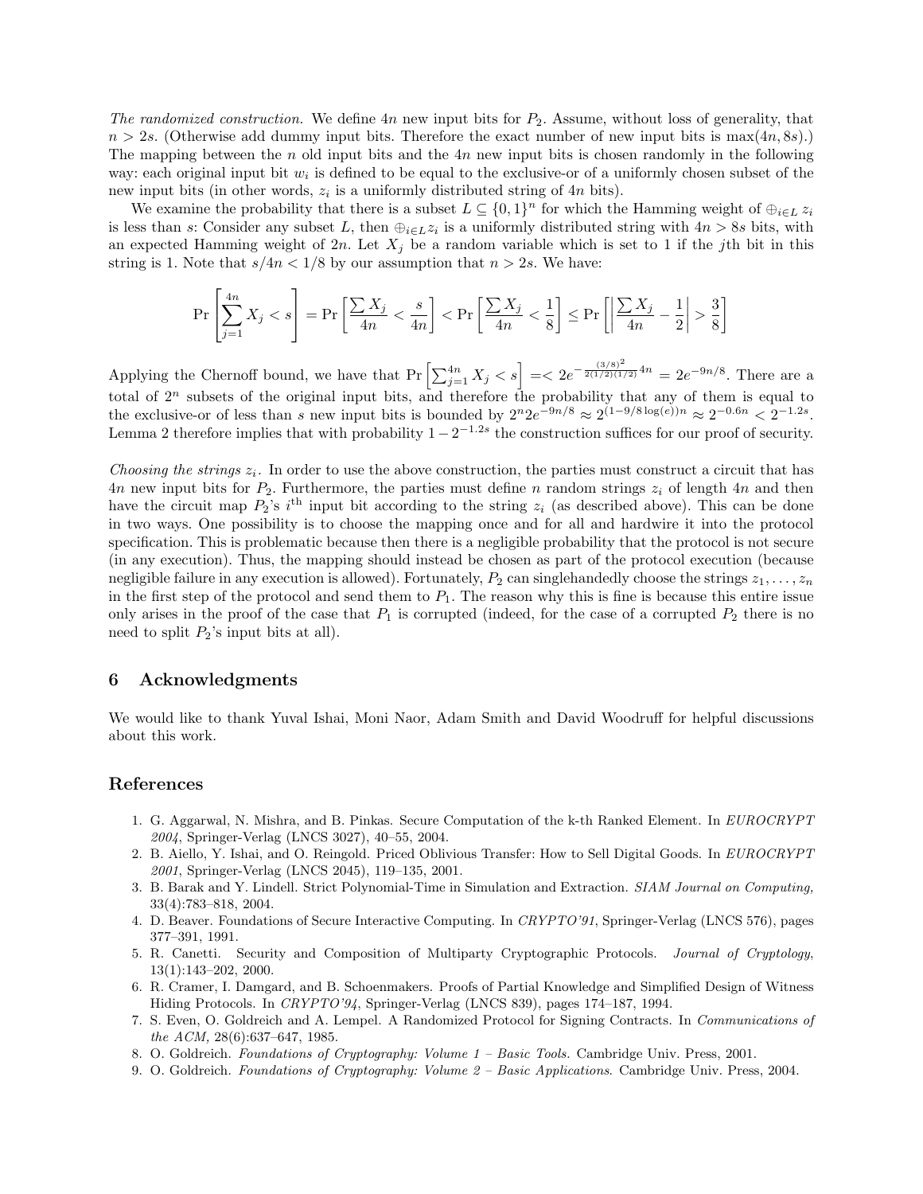*The randomized construction.* We define $4n$ new input bits for $P_2$. Assume, without loss of generality, that $n > 2s$. (Otherwise add dummy input bits. Therefore the exact number of new input bits is $\max(4n, 8s)$.) The mapping between the $n$ old input bits and the $4n$ new input bits is chosen randomly in the following way: each original input bit $w_i$ is defined to be equal to the exclusive-or of a uniformly chosen subset of the new input bits (in other words, $z_i$ is a uniformly distributed string of $4n$ bits).

We examine the probability that there is a subset $L \subseteq \{0,1\}^n$ for which the Hamming weight of $\oplus_{i \in L} z_i$ is less than $s$: Consider any subset $L$, then $\oplus_{i \in L} z_i$ is a uniformly distributed string with $4n > 8s$ bits, with an expected Hamming weight of $2n$. Let $X_j$ be a random variable which is set to 1 if the $j$th bit in this string is 1. Note that $s/4n < 1/8$ by our assumption that $n > 2s$. We have:

$$\Pr\left[\sum_{j=1}^{4n} X_j < s\right] = \Pr\left[\frac{\sum X_j}{4n} < \frac{s}{4n}\right] < \Pr\left[\frac{\sum X_j}{4n} < \frac{1}{8}\right] \leq \Pr\left[\left|\frac{\sum X_j}{4n} - \frac{1}{2}\right| > \frac{3}{8}\right]$$

Applying the Chernoff bound, we have that $\Pr\left[\sum_{j=1}^{4n} X_j < s\right] =< 2e^{-\frac{(3/8)^2}{2(1/2)(1/2)}4n} = 2e^{-9n/8}$. There are a total of $2^n$ subsets of the original input bits, and therefore the probability that any of them is equal to the exclusive-or of less than $s$ new input bits is bounded by $2^n 2e^{-9n/8} \approx 2^{(1-9/8\log(e))n} \approx 2^{-0.6n} < 2^{-1.2s}$. Lemma 2 therefore implies that with probability $1 - 2^{-1.2s}$ the construction suffices for our proof of security.

*Choosing the strings $z_i$.* In order to use the above construction, the parties must construct a circuit that has $4n$ new input bits for $P_2$. Furthermore, the parties must define $n$ random strings $z_i$ of length $4n$ and then have the circuit map $P_2$'s $i^{\text{th}}$ input bit according to the string $z_i$ (as described above). This can be done in two ways. One possibility is to choose the mapping once and for all and hardwire it into the protocol specification. This is problematic because then there is a negligible probability that the protocol is not secure (in any execution). Thus, the mapping should instead be chosen as part of the protocol execution (because negligible failure in any execution is allowed). Fortunately, $P_2$ can singlehandedly choose the strings $z_1, \ldots, z_n$ in the first step of the protocol and send them to $P_1$. The reason why this is fine is because this entire issue only arises in the proof of the case that $P_1$ is corrupted (indeed, for the case of a corrupted $P_2$ there is no need to split $P_2$'s input bits at all).

## 6 Acknowledgments

We would like to thank Yuval Ishai, Moni Naor, Adam Smith and David Woodruff for helpful discussions about this work.

## References

1. G. Aggarwal, N. Mishra, and B. Pinkas. Secure Computation of the k-th Ranked Element. In *EUROCRYPT 2004*, Springer-Verlag (LNCS 3027), 40–55, 2004.
2. B. Aiello, Y. Ishai, and O. Reingold. Priced Oblivious Transfer: How to Sell Digital Goods. In *EUROCRYPT 2001*, Springer-Verlag (LNCS 2045), 119–135, 2001.
3. B. Barak and Y. Lindell. Strict Polynomial-Time in Simulation and Extraction. *SIAM Journal on Computing,* 33(4):783–818, 2004.
4. D. Beaver. Foundations of Secure Interactive Computing. In *CRYPTO'91*, Springer-Verlag (LNCS 576), pages 377–391, 1991.
5. R. Canetti. Security and Composition of Multiparty Cryptographic Protocols. *Journal of Cryptology,* 13(1):143–202, 2000.
6. R. Cramer, I. Damgard, and B. Schoenmakers. Proofs of Partial Knowledge and Simplified Design of Witness Hiding Protocols. In *CRYPTO'94*, Springer-Verlag (LNCS 839), pages 174–187, 1994.
7. S. Even, O. Goldreich and A. Lempel. A Randomized Protocol for Signing Contracts. In *Communications of the ACM,* 28(6):637–647, 1985.
8. O. Goldreich. *Foundations of Cryptography: Volume 1 – Basic Tools.* Cambridge Univ. Press, 2001.
9. O. Goldreich. *Foundations of Cryptography: Volume 2 – Basic Applications*. Cambridge Univ. Press, 2004.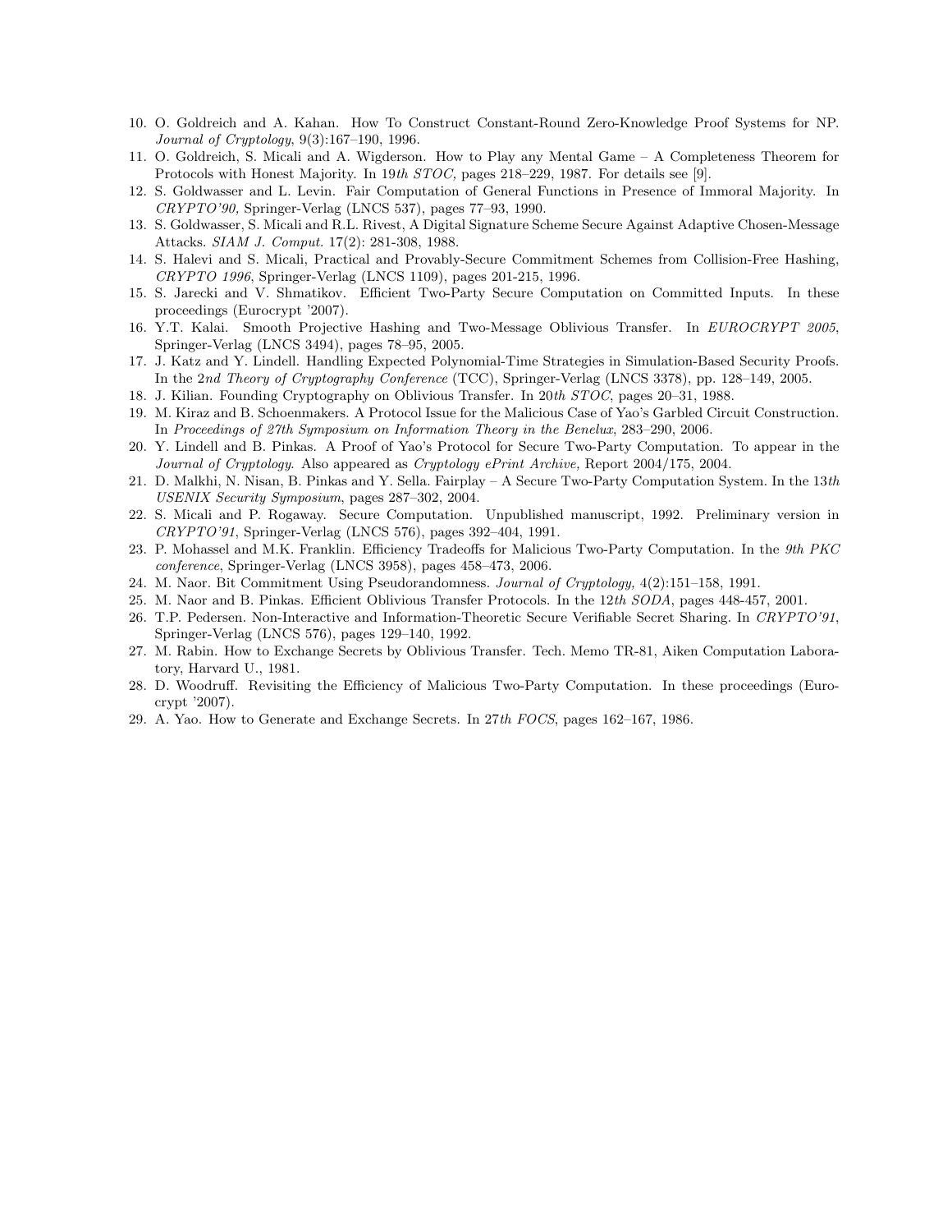10. O. Goldreich and A. Kahan. How To Construct Constant-Round Zero-Knowledge Proof Systems for NP. *Journal of Cryptology*, 9(3):167–190, 1996.
11. O. Goldreich, S. Micali and A. Wigderson. How to Play any Mental Game – A Completeness Theorem for Protocols with Honest Majority. In 19*th STOC,* pages 218–229, 1987. For details see [9].
12. S. Goldwasser and L. Levin. Fair Computation of General Functions in Presence of Immoral Majority. In *CRYPTO'90,* Springer-Verlag (LNCS 537), pages 77–93, 1990.
13. S. Goldwasser, S. Micali and R.L. Rivest, A Digital Signature Scheme Secure Against Adaptive Chosen-Message Attacks. *SIAM J. Comput.* 17(2): 281-308, 1988.
14. S. Halevi and S. Micali, Practical and Provably-Secure Commitment Schemes from Collision-Free Hashing, *CRYPTO 1996*, Springer-Verlag (LNCS 1109), pages 201-215, 1996.
15. S. Jarecki and V. Shmatikov. Efficient Two-Party Secure Computation on Committed Inputs. In these proceedings (Eurocrypt '2007).
16. Y.T. Kalai. Smooth Projective Hashing and Two-Message Oblivious Transfer. In *EUROCRYPT 2005*, Springer-Verlag (LNCS 3494), pages 78–95, 2005.
17. J. Katz and Y. Lindell. Handling Expected Polynomial-Time Strategies in Simulation-Based Security Proofs. In the 2*nd Theory of Cryptography Conference* (TCC), Springer-Verlag (LNCS 3378), pp. 128–149, 2005.
18. J. Kilian. Founding Cryptography on Oblivious Transfer. In 20*th STOC*, pages 20–31, 1988.
19. M. Kiraz and B. Schoenmakers. A Protocol Issue for the Malicious Case of Yao's Garbled Circuit Construction. In *Proceedings of 27th Symposium on Information Theory in the Benelux*, 283–290, 2006.
20. Y. Lindell and B. Pinkas. A Proof of Yao's Protocol for Secure Two-Party Computation. To appear in the *Journal of Cryptology*. Also appeared as *Cryptology ePrint Archive,* Report 2004/175, 2004.
21. D. Malkhi, N. Nisan, B. Pinkas and Y. Sella. Fairplay – A Secure Two-Party Computation System. In the 13*th USENIX Security Symposium*, pages 287–302, 2004.
22. S. Micali and P. Rogaway. Secure Computation. Unpublished manuscript, 1992. Preliminary version in *CRYPTO'91*, Springer-Verlag (LNCS 576), pages 392–404, 1991.
23. P. Mohassel and M.K. Franklin. Efficiency Tradeoffs for Malicious Two-Party Computation. In the *9th PKC conference*, Springer-Verlag (LNCS 3958), pages 458–473, 2006.
24. M. Naor. Bit Commitment Using Pseudorandomness. *Journal of Cryptology,* 4(2):151–158, 1991.
25. M. Naor and B. Pinkas. Efficient Oblivious Transfer Protocols. In the 12*th SODA*, pages 448-457, 2001.
26. T.P. Pedersen. Non-Interactive and Information-Theoretic Secure Verifiable Secret Sharing. In *CRYPTO'91*, Springer-Verlag (LNCS 576), pages 129–140, 1992.
27. M. Rabin. How to Exchange Secrets by Oblivious Transfer. Tech. Memo TR-81, Aiken Computation Laboratory, Harvard U., 1981.
28. D. Woodruff. Revisiting the Efficiency of Malicious Two-Party Computation. In these proceedings (Eurocrypt '2007).
29. A. Yao. How to Generate and Exchange Secrets. In 27*th FOCS*, pages 162–167, 1986.